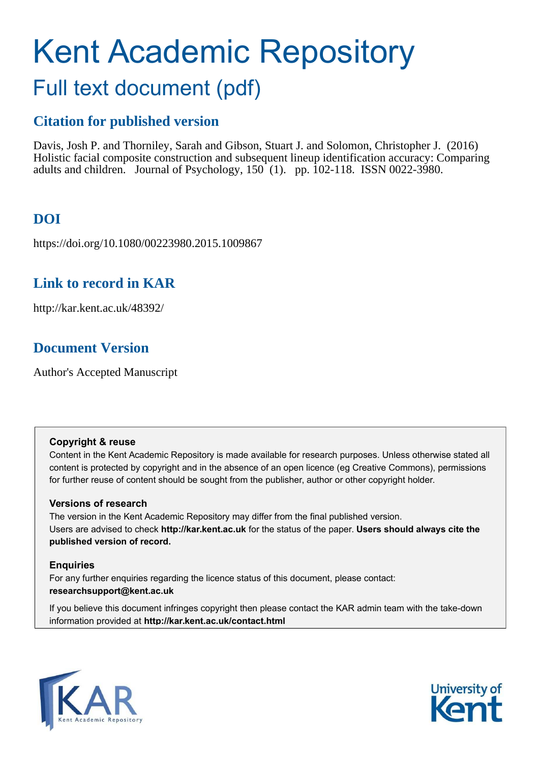# Kent Academic Repository

## Full text document (pdf)

### Citation for published version

Davis, Josh P. and Thorniley, Sarah and Gibson, Stuart J. and Solomon, Christopher J. (2016) Holistic facial composite construction and subsequent lineup identification accuracy: Comparing adults and children. Journal of Psychology, 150 (1). pp. 102-118. ISSN 0022-3980.

### DOI

https://doi.org/10.1080/00223980.2015.1009867

### Link to record in KAR

http://kar.kent.ac.uk/48392/

### Document Version

Author's Accepted Manuscript

**Copyright & reuse**

Content in the Kent Academic Repository is made available for research purposes. Unless otherwise stated all content is protected by copyright and in the absence of an open licence (eg Creative Commons), permissions for further reuse of content should be sought from the publisher, author or other copyright holder.

**Versions of research**

The version in the Kent Academic Repository may differ from the final published version. Users are advised to check **http://kar.kent.ac.uk** for the status of the paper. **Users should always cite the published version of record.**

**Enquiries**

For any further enquiries regarding the licence status of this document, please contact: **researchsupport@kent.ac.uk**

If you believe this document infringes copyright then please contact the KAR admin team with the take-down information provided at **http://kar.kent.ac.uk/contact.html**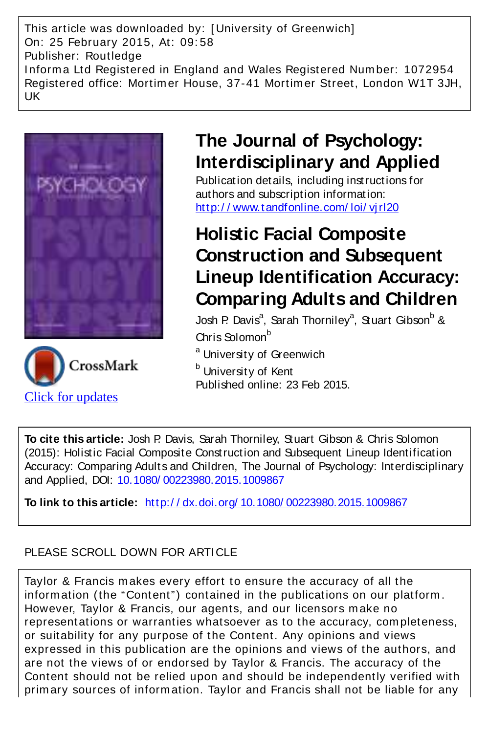This article was downloaded by: [University of Greenwich]
On: 25 February 2015, At: 09:58
Publisher: Routledge
Informa Ltd Registered in England and Wales Registered Number: 1072954
Registered office: Mortimer House, 37-41 Mortimer Street, London W1T 3JH, UK

# The Journal of Psychology: Interdisciplinary and Applied

Publication details, including instructions for authors and subscription information:
http://www.tandfonline.com/loi/vjrl20

# Holistic Facial Composite Construction and Subsequent Lineup Identification Accuracy: Comparing Adults and Children

Josh P. Davis[a], Sarah Thorniley[a], Stuart Gibson[b] & Chris Solomon[b]

[a] University of Greenwich

[b] University of Kent

Published online: 23 Feb 2015.

Click for updates

**To cite this article:** Josh P. Davis, Sarah Thorniley, Stuart Gibson & Chris Solomon (2015): Holistic Facial Composite Construction and Subsequent Lineup Identification Accuracy: Comparing Adults and Children, The Journal of Psychology: Interdisciplinary and Applied, DOI: 10.1080/00223980.2015.1009867

**To link to this article:** http://dx.doi.org/10.1080/00223980.2015.1009867

PLEASE SCROLL DOWN FOR ARTICLE

Taylor & Francis makes every effort to ensure the accuracy of all the information (the "Content") contained in the publications on our platform. However, Taylor & Francis, our agents, and our licensors make no representations or warranties whatsoever as to the accuracy, completeness, or suitability for any purpose of the Content. Any opinions and views expressed in this publication are the opinions and views of the authors, and are not the views of or endorsed by Taylor & Francis. The accuracy of the Content should not be relied upon and should be independently verified with primary sources of information. Taylor and Francis shall not be liable for any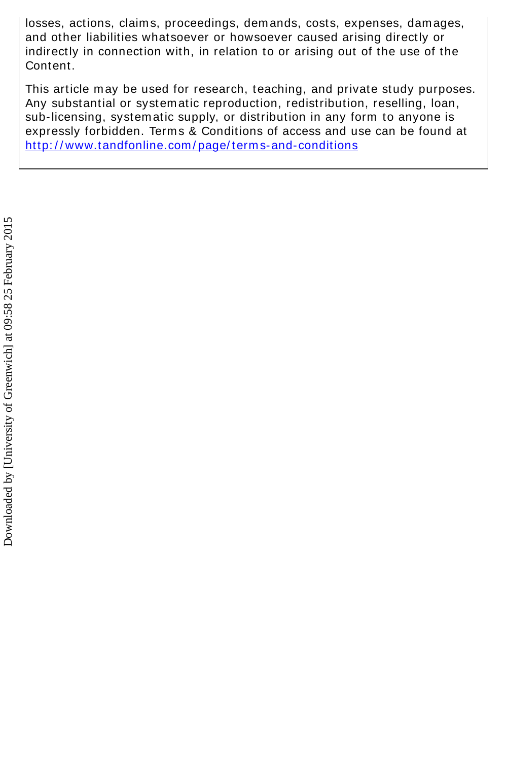losses, actions, claims, proceedings, demands, costs, expenses, damages, and other liabilities whatsoever or howsoever caused arising directly or indirectly in connection with, in relation to or arising out of the use of the Content.

This article may be used for research, teaching, and private study purposes. Any substantial or systematic reproduction, redistribution, reselling, loan, sub-licensing, systematic supply, or distribution in any form to anyone is expressly forbidden. Terms & Conditions of access and use can be found at http://www.tandfonline.com/page/terms-and-conditions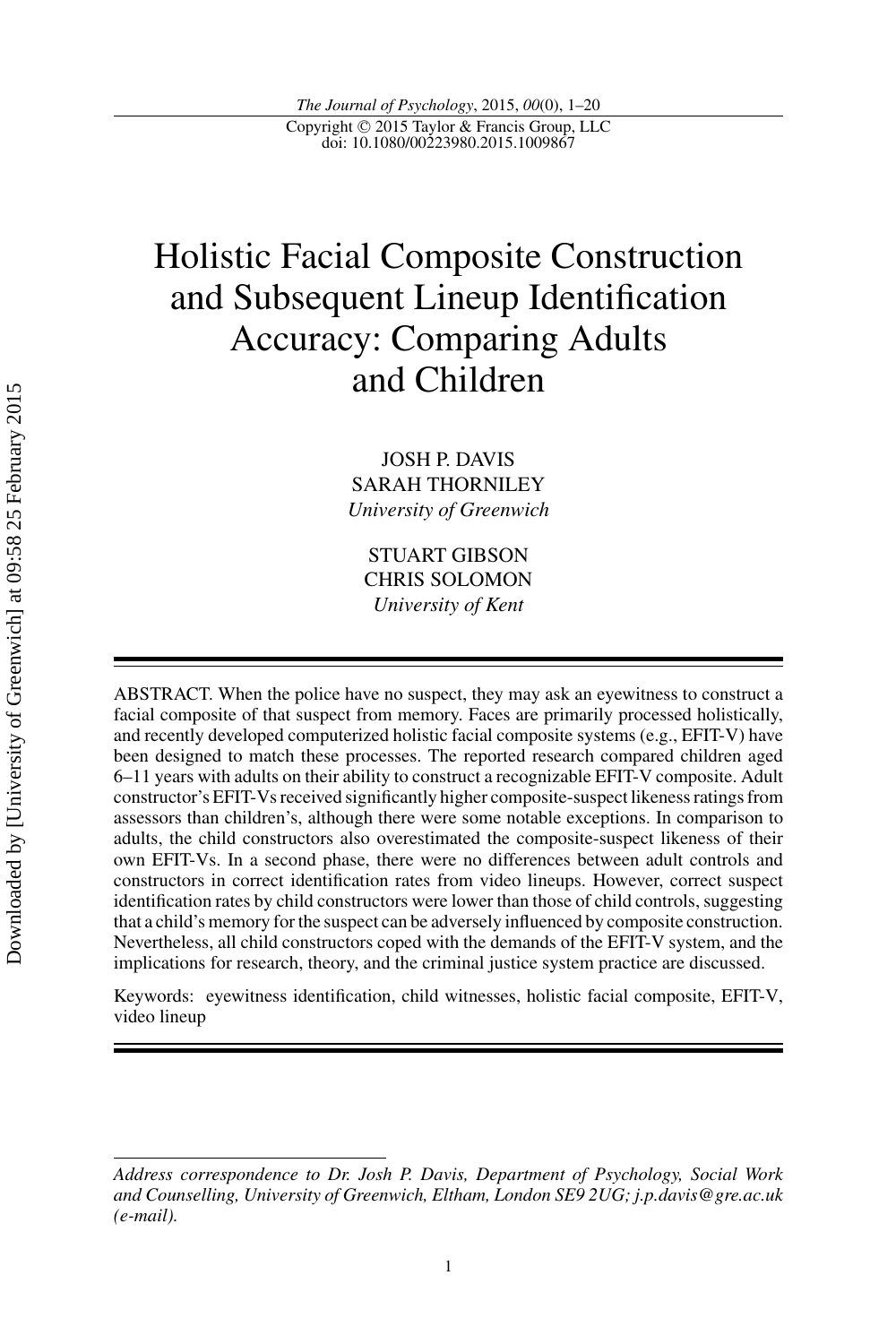# Holistic Facial Composite Construction and Subsequent Lineup Identification Accuracy: Comparing Adults and Children

JOSH P. DAVIS
SARAH THORNILEY
*University of Greenwich*

STUART GIBSON
CHRIS SOLOMON
*University of Kent*

ABSTRACT. When the police have no suspect, they may ask an eyewitness to construct a facial composite of that suspect from memory. Faces are primarily processed holistically, and recently developed computerized holistic facial composite systems (e.g., EFIT-V) have been designed to match these processes. The reported research compared children aged 6–11 years with adults on their ability to construct a recognizable EFIT-V composite. Adult constructor's EFIT-Vs received significantly higher composite-suspect likeness ratings from assessors than children's, although there were some notable exceptions. In comparison to adults, the child constructors also overestimated the composite-suspect likeness of their own EFIT-Vs. In a second phase, there were no differences between adult controls and constructors in correct identification rates from video lineups. However, correct suspect identification rates by child constructors were lower than those of child controls, suggesting that a child's memory for the suspect can be adversely influenced by composite construction. Nevertheless, all child constructors coped with the demands of the EFIT-V system, and the implications for research, theory, and the criminal justice system practice are discussed.

Keywords: eyewitness identification, child witnesses, holistic facial composite, EFIT-V, video lineup

*Address correspondence to Dr. Josh P. Davis, Department of Psychology, Social Work and Counselling, University of Greenwich, Eltham, London SE9 2UG; j.p.davis@gre.ac.uk (e-mail).*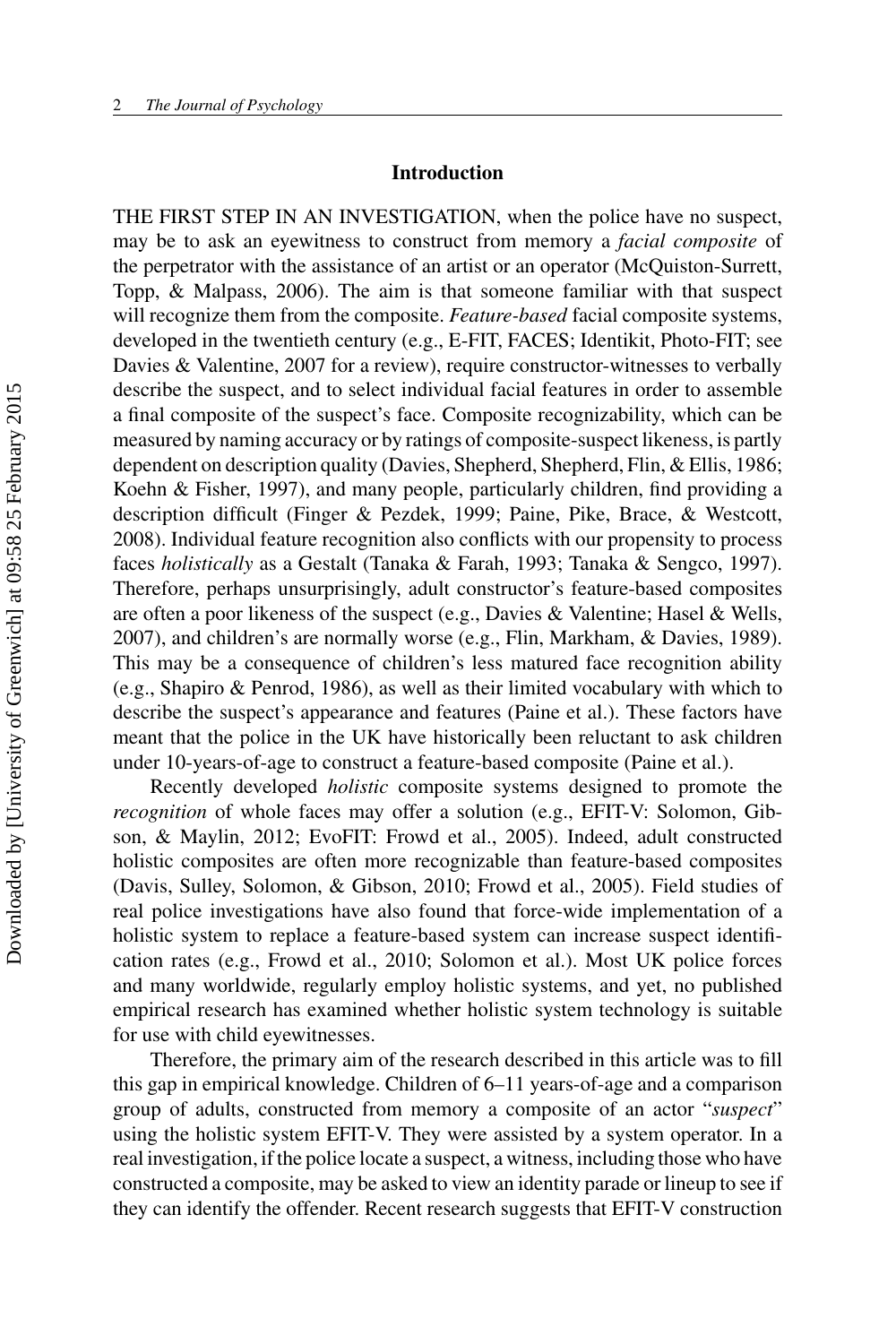## Introduction

THE FIRST STEP IN AN INVESTIGATION, when the police have no suspect, may be to ask an eyewitness to construct from memory a *facial composite* of the perpetrator with the assistance of an artist or an operator (McQuiston-Surrett, Topp, & Malpass, 2006). The aim is that someone familiar with that suspect will recognize them from the composite. *Feature-based* facial composite systems, developed in the twentieth century (e.g., E-FIT, FACES; Identikit, Photo-FIT; see Davies & Valentine, 2007 for a review), require constructor-witnesses to verbally describe the suspect, and to select individual facial features in order to assemble a final composite of the suspect's face. Composite recognizability, which can be measured by naming accuracy or by ratings of composite-suspect likeness, is partly dependent on description quality (Davies, Shepherd, Shepherd, Flin, & Ellis, 1986; Koehn & Fisher, 1997), and many people, particularly children, find providing a description difficult (Finger & Pezdek, 1999; Paine, Pike, Brace, & Westcott, 2008). Individual feature recognition also conflicts with our propensity to process faces *holistically* as a Gestalt (Tanaka & Farah, 1993; Tanaka & Sengco, 1997). Therefore, perhaps unsurprisingly, adult constructor's feature-based composites are often a poor likeness of the suspect (e.g., Davies & Valentine; Hasel & Wells, 2007), and children's are normally worse (e.g., Flin, Markham, & Davies, 1989). This may be a consequence of children's less matured face recognition ability (e.g., Shapiro & Penrod, 1986), as well as their limited vocabulary with which to describe the suspect's appearance and features (Paine et al.). These factors have meant that the police in the UK have historically been reluctant to ask children under 10-years-of-age to construct a feature-based composite (Paine et al.).

Recently developed *holistic* composite systems designed to promote the *recognition* of whole faces may offer a solution (e.g., EFIT-V: Solomon, Gibson, & Maylin, 2012; EvoFIT: Frowd et al., 2005). Indeed, adult constructed holistic composites are often more recognizable than feature-based composites (Davis, Sulley, Solomon, & Gibson, 2010; Frowd et al., 2005). Field studies of real police investigations have also found that force-wide implementation of a holistic system to replace a feature-based system can increase suspect identification rates (e.g., Frowd et al., 2010; Solomon et al.). Most UK police forces and many worldwide, regularly employ holistic systems, and yet, no published empirical research has examined whether holistic system technology is suitable for use with child eyewitnesses.

Therefore, the primary aim of the research described in this article was to fill this gap in empirical knowledge. Children of 6–11 years-of-age and a comparison group of adults, constructed from memory a composite of an actor "*suspect*" using the holistic system EFIT-V. They were assisted by a system operator. In a real investigation, if the police locate a suspect, a witness, including those who have constructed a composite, may be asked to view an identity parade or lineup to see if they can identify the offender. Recent research suggests that EFIT-V construction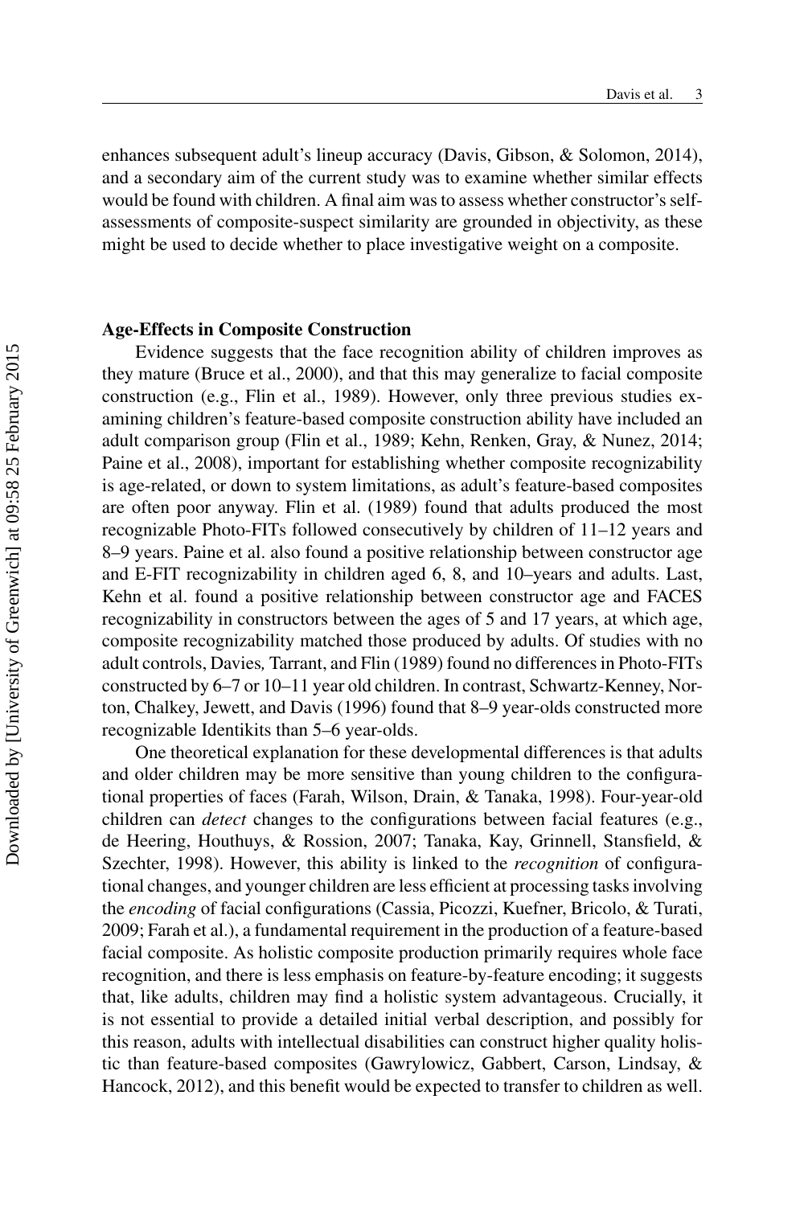enhances subsequent adult's lineup accuracy (Davis, Gibson, & Solomon, 2014), and a secondary aim of the current study was to examine whether similar effects would be found with children. A final aim was to assess whether constructor's self-assessments of composite-suspect similarity are grounded in objectivity, as these might be used to decide whether to place investigative weight on a composite.

## Age-Effects in Composite Construction

Evidence suggests that the face recognition ability of children improves as they mature (Bruce et al., 2000), and that this may generalize to facial composite construction (e.g., Flin et al., 1989). However, only three previous studies examining children's feature-based composite construction ability have included an adult comparison group (Flin et al., 1989; Kehn, Renken, Gray, & Nunez, 2014; Paine et al., 2008), important for establishing whether composite recognizability is age-related, or down to system limitations, as adult's feature-based composites are often poor anyway. Flin et al. (1989) found that adults produced the most recognizable Photo-FITs followed consecutively by children of 11–12 years and 8–9 years. Paine et al. also found a positive relationship between constructor age and E-FIT recognizability in children aged 6, 8, and 10–years and adults. Last, Kehn et al. found a positive relationship between constructor age and FACES recognizability in constructors between the ages of 5 and 17 years, at which age, composite recognizability matched those produced by adults. Of studies with no adult controls, Davies, Tarrant, and Flin (1989) found no differences in Photo-FITs constructed by 6–7 or 10–11 year old children. In contrast, Schwartz-Kenney, Norton, Chalkey, Jewett, and Davis (1996) found that 8–9 year-olds constructed more recognizable Identikits than 5–6 year-olds.

One theoretical explanation for these developmental differences is that adults and older children may be more sensitive than young children to the configurational properties of faces (Farah, Wilson, Drain, & Tanaka, 1998). Four-year-old children can *detect* changes to the configurations between facial features (e.g., de Heering, Houthuys, & Rossion, 2007; Tanaka, Kay, Grinnell, Stansfield, & Szechter, 1998). However, this ability is linked to the *recognition* of configurational changes, and younger children are less efficient at processing tasks involving the *encoding* of facial configurations (Cassia, Picozzi, Kuefner, Bricolo, & Turati, 2009; Farah et al.), a fundamental requirement in the production of a feature-based facial composite. As holistic composite production primarily requires whole face recognition, and there is less emphasis on feature-by-feature encoding; it suggests that, like adults, children may find a holistic system advantageous. Crucially, it is not essential to provide a detailed initial verbal description, and possibly for this reason, adults with intellectual disabilities can construct higher quality holistic than feature-based composites (Gawrylowicz, Gabbert, Carson, Lindsay, & Hancock, 2012), and this benefit would be expected to transfer to children as well.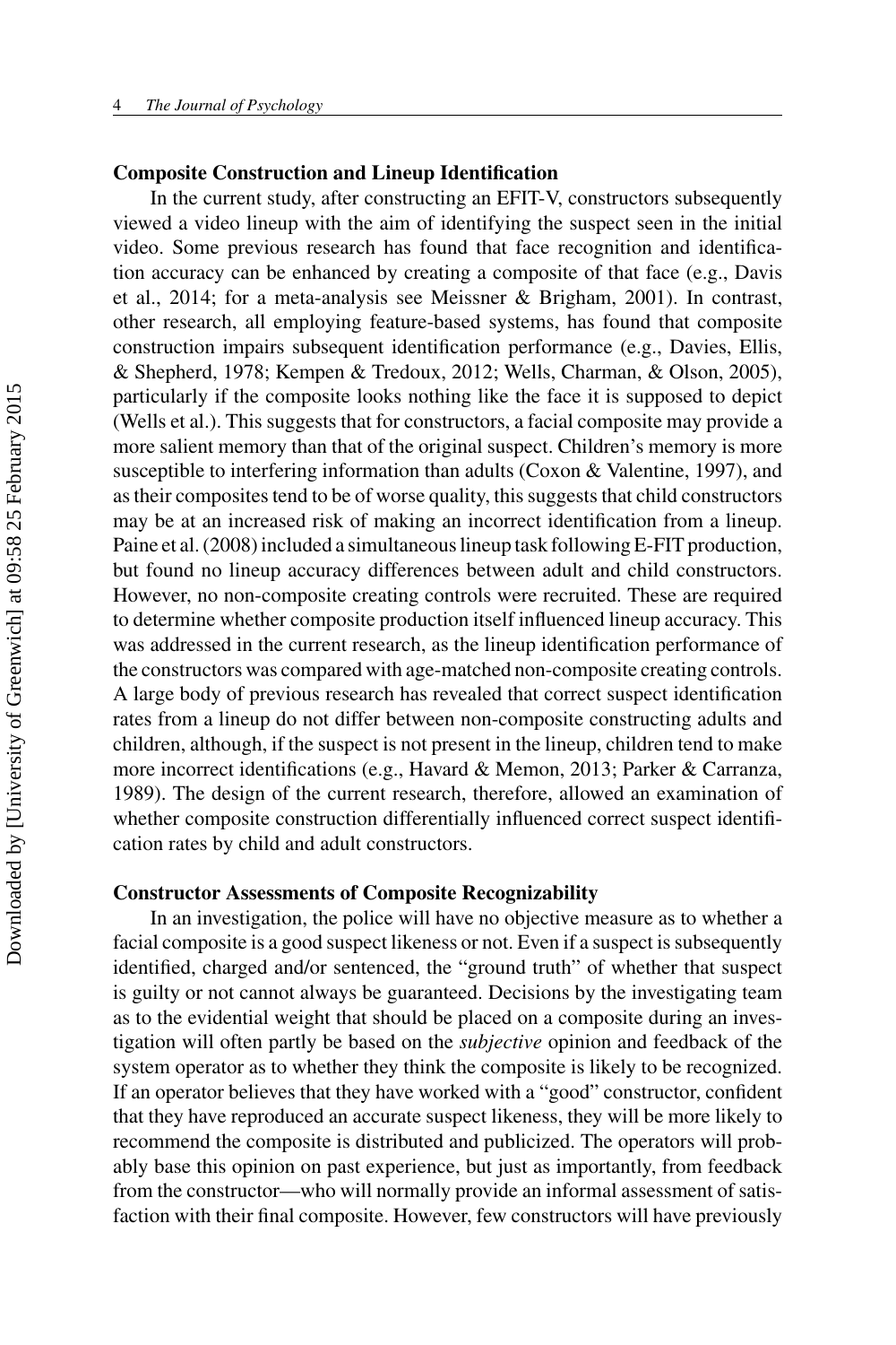## Composite Construction and Lineup Identification

In the current study, after constructing an EFIT-V, constructors subsequently viewed a video lineup with the aim of identifying the suspect seen in the initial video. Some previous research has found that face recognition and identification accuracy can be enhanced by creating a composite of that face (e.g., Davis et al., 2014; for a meta-analysis see Meissner & Brigham, 2001). In contrast, other research, all employing feature-based systems, has found that composite construction impairs subsequent identification performance (e.g., Davies, Ellis, & Shepherd, 1978; Kempen & Tredoux, 2012; Wells, Charman, & Olson, 2005), particularly if the composite looks nothing like the face it is supposed to depict (Wells et al.). This suggests that for constructors, a facial composite may provide a more salient memory than that of the original suspect. Children's memory is more susceptible to interfering information than adults (Coxon & Valentine, 1997), and as their composites tend to be of worse quality, this suggests that child constructors may be at an increased risk of making an incorrect identification from a lineup. Paine et al. (2008) included a simultaneous lineup task following E-FIT production, but found no lineup accuracy differences between adult and child constructors. However, no non-composite creating controls were recruited. These are required to determine whether composite production itself influenced lineup accuracy. This was addressed in the current research, as the lineup identification performance of the constructors was compared with age-matched non-composite creating controls. A large body of previous research has revealed that correct suspect identification rates from a lineup do not differ between non-composite constructing adults and children, although, if the suspect is not present in the lineup, children tend to make more incorrect identifications (e.g., Havard & Memon, 2013; Parker & Carranza, 1989). The design of the current research, therefore, allowed an examination of whether composite construction differentially influenced correct suspect identification rates by child and adult constructors.

## Constructor Assessments of Composite Recognizability

In an investigation, the police will have no objective measure as to whether a facial composite is a good suspect likeness or not. Even if a suspect is subsequently identified, charged and/or sentenced, the "ground truth" of whether that suspect is guilty or not cannot always be guaranteed. Decisions by the investigating team as to the evidential weight that should be placed on a composite during an investigation will often partly be based on the *subjective* opinion and feedback of the system operator as to whether they think the composite is likely to be recognized. If an operator believes that they have worked with a "good" constructor, confident that they have reproduced an accurate suspect likeness, they will be more likely to recommend the composite is distributed and publicized. The operators will probably base this opinion on past experience, but just as importantly, from feedback from the constructor—who will normally provide an informal assessment of satisfaction with their final composite. However, few constructors will have previously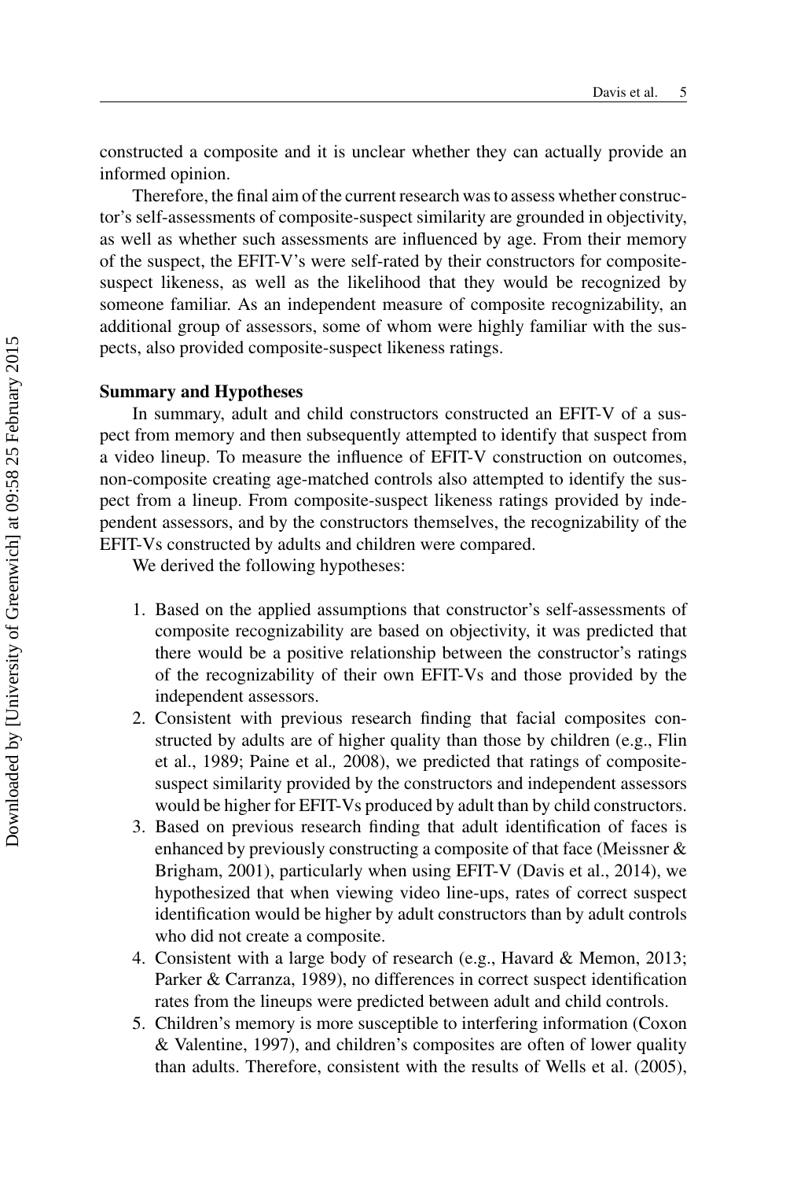constructed a composite and it is unclear whether they can actually provide an informed opinion.

Therefore, the final aim of the current research was to assess whether constructor's self-assessments of composite-suspect similarity are grounded in objectivity, as well as whether such assessments are influenced by age. From their memory of the suspect, the EFIT-V's were self-rated by their constructors for composite-suspect likeness, as well as the likelihood that they would be recognized by someone familiar. As an independent measure of composite recognizability, an additional group of assessors, some of whom were highly familiar with the suspects, also provided composite-suspect likeness ratings.

**Summary and Hypotheses**

In summary, adult and child constructors constructed an EFIT-V of a suspect from memory and then subsequently attempted to identify that suspect from a video lineup. To measure the influence of EFIT-V construction on outcomes, non-composite creating age-matched controls also attempted to identify the suspect from a lineup. From composite-suspect likeness ratings provided by independent assessors, and by the constructors themselves, the recognizability of the EFIT-Vs constructed by adults and children were compared.

We derived the following hypotheses:

1. Based on the applied assumptions that constructor's self-assessments of composite recognizability are based on objectivity, it was predicted that there would be a positive relationship between the constructor's ratings of the recognizability of their own EFIT-Vs and those provided by the independent assessors.
2. Consistent with previous research finding that facial composites constructed by adults are of higher quality than those by children (e.g., Flin et al., 1989; Paine et al., 2008), we predicted that ratings of composite-suspect similarity provided by the constructors and independent assessors would be higher for EFIT-Vs produced by adult than by child constructors.
3. Based on previous research finding that adult identification of faces is enhanced by previously constructing a composite of that face (Meissner & Brigham, 2001), particularly when using EFIT-V (Davis et al., 2014), we hypothesized that when viewing video line-ups, rates of correct suspect identification would be higher by adult constructors than by adult controls who did not create a composite.
4. Consistent with a large body of research (e.g., Havard & Memon, 2013; Parker & Carranza, 1989), no differences in correct suspect identification rates from the lineups were predicted between adult and child controls.
5. Children's memory is more susceptible to interfering information (Coxon & Valentine, 1997), and children's composites are often of lower quality than adults. Therefore, consistent with the results of Wells et al. (2005),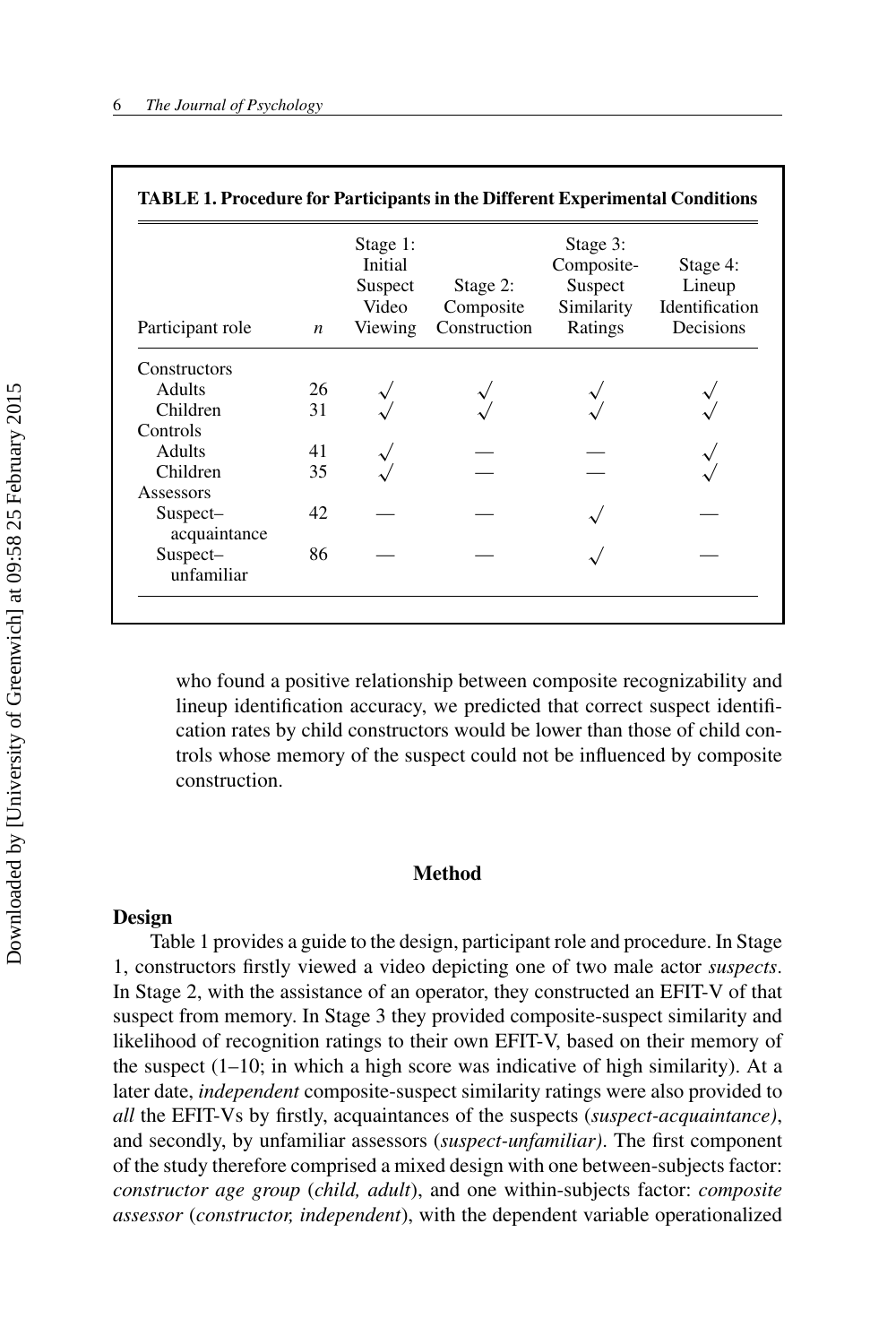**TABLE 1. Procedure for Participants in the Different Experimental Conditions**

| Participant role | *n* | Stage 1: Initial Suspect Video Viewing | Stage 2: Composite Construction | Stage 3: Composite-Suspect Similarity Ratings | Stage 4: Lineup Identification Decisions |
|---|---|---|---|---|---|
| Constructors | | | | | |
| Adults | 26 | √ | √ | √ | √ |
| Children | 31 | √ | √ | √ | √ |
| Controls | | | | | |
| Adults | 41 | √ | — | — | √ |
| Children | 35 | √ | — | — | √ |
| Assessors | | | | | |
| Suspect–acquaintance | 42 | — | — | √ | — |
| Suspect–unfamiliar | 86 | — | — | √ | — |

who found a positive relationship between composite recognizability and lineup identification accuracy, we predicted that correct suspect identification rates by child constructors would be lower than those of child controls whose memory of the suspect could not be influenced by composite construction.

## Method

### Design

Table 1 provides a guide to the design, participant role and procedure. In Stage 1, constructors firstly viewed a video depicting one of two male actor *suspects*. In Stage 2, with the assistance of an operator, they constructed an EFIT-V of that suspect from memory. In Stage 3 they provided composite-suspect similarity and likelihood of recognition ratings to their own EFIT-V, based on their memory of the suspect (1–10; in which a high score was indicative of high similarity). At a later date, *independent* composite-suspect similarity ratings were also provided to *all* the EFIT-Vs by firstly, acquaintances of the suspects (*suspect-acquaintance)*, and secondly, by unfamiliar assessors (*suspect-unfamiliar)*. The first component of the study therefore comprised a mixed design with one between-subjects factor: *constructor age group* (*child, adult*), and one within-subjects factor: *composite assessor* (*constructor, independent*), with the dependent variable operationalized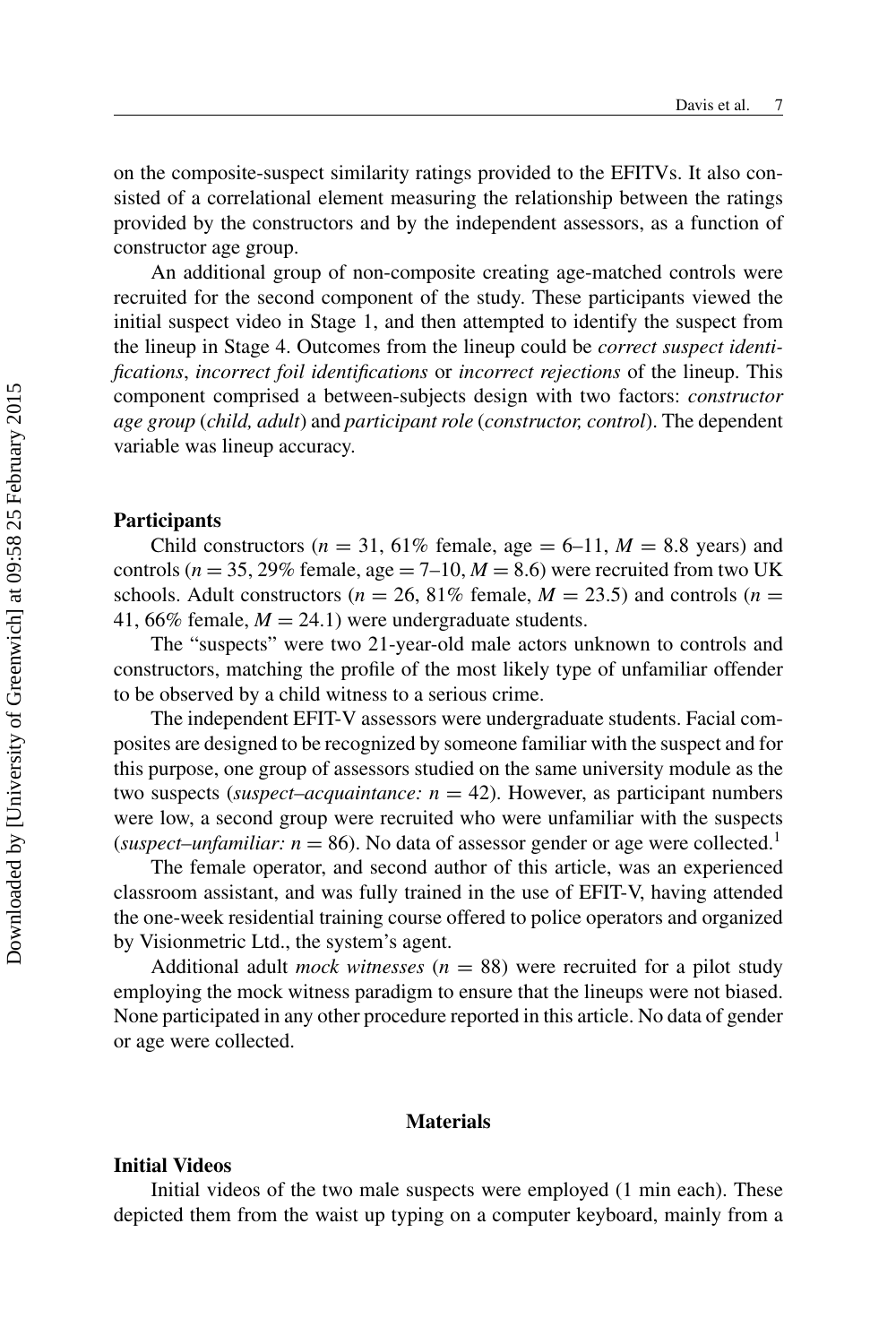on the composite-suspect similarity ratings provided to the EFITVs. It also consisted of a correlational element measuring the relationship between the ratings provided by the constructors and by the independent assessors, as a function of constructor age group.

An additional group of non-composite creating age-matched controls were recruited for the second component of the study. These participants viewed the initial suspect video in Stage 1, and then attempted to identify the suspect from the lineup in Stage 4. Outcomes from the lineup could be *correct suspect identifications*, *incorrect foil identifications* or *incorrect rejections* of the lineup. This component comprised a between-subjects design with two factors: *constructor age group* (*child, adult*) and *participant role* (*constructor, control*). The dependent variable was lineup accuracy.

### Participants

Child constructors ($n$ = 31, 61% female, age = 6–11, $M$ = 8.8 years) and controls ($n$ = 35, 29% female, age = 7–10, $M$ = 8.6) were recruited from two UK schools. Adult constructors ($n$ = 26, 81% female, $M$ = 23.5) and controls ($n$ = 41, 66% female, $M$ = 24.1) were undergraduate students.

The "suspects" were two 21-year-old male actors unknown to controls and constructors, matching the profile of the most likely type of unfamiliar offender to be observed by a child witness to a serious crime.

The independent EFIT-V assessors were undergraduate students. Facial composites are designed to be recognized by someone familiar with the suspect and for this purpose, one group of assessors studied on the same university module as the two suspects (*suspect–acquaintance:* $n$ = 42). However, as participant numbers were low, a second group were recruited who were unfamiliar with the suspects (*suspect–unfamiliar:* $n$ = 86). No data of assessor gender or age were collected.[1]

The female operator, and second author of this article, was an experienced classroom assistant, and was fully trained in the use of EFIT-V, having attended the one-week residential training course offered to police operators and organized by Visionmetric Ltd., the system's agent.

Additional adult *mock witnesses* ($n$ = 88) were recruited for a pilot study employing the mock witness paradigm to ensure that the lineups were not biased. None participated in any other procedure reported in this article. No data of gender or age were collected.

## Materials

### Initial Videos

Initial videos of the two male suspects were employed (1 min each). These depicted them from the waist up typing on a computer keyboard, mainly from a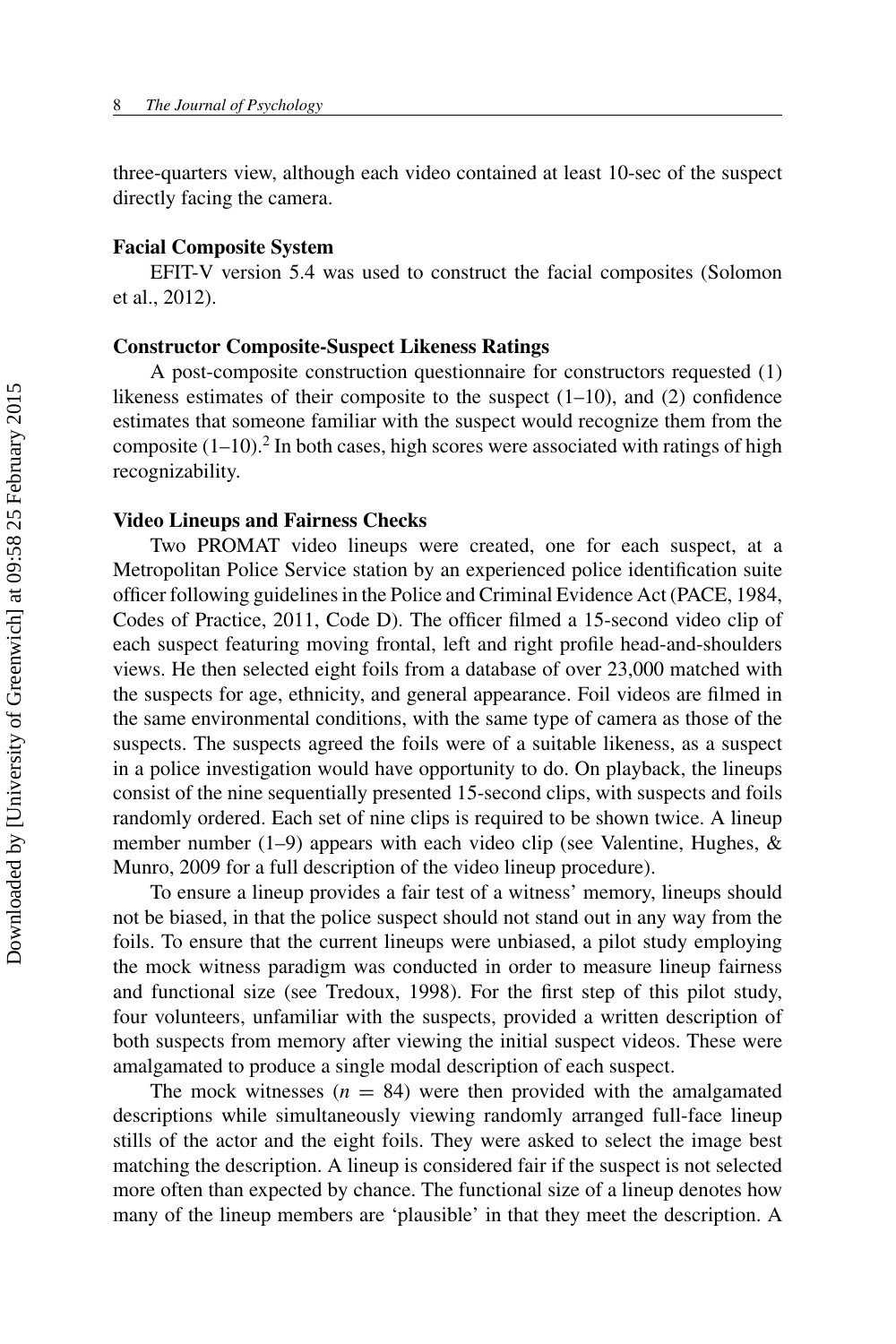three-quarters view, although each video contained at least 10-sec of the suspect directly facing the camera.

### Facial Composite System

EFIT-V version 5.4 was used to construct the facial composites (Solomon et al., 2012).

### Constructor Composite-Suspect Likeness Ratings

A post-composite construction questionnaire for constructors requested (1) likeness estimates of their composite to the suspect (1–10), and (2) confidence estimates that someone familiar with the suspect would recognize them from the composite (1–10).[2] In both cases, high scores were associated with ratings of high recognizability.

### Video Lineups and Fairness Checks

Two PROMAT video lineups were created, one for each suspect, at a Metropolitan Police Service station by an experienced police identification suite officer following guidelines in the Police and Criminal Evidence Act (PACE, 1984, Codes of Practice, 2011, Code D). The officer filmed a 15-second video clip of each suspect featuring moving frontal, left and right profile head-and-shoulders views. He then selected eight foils from a database of over 23,000 matched with the suspects for age, ethnicity, and general appearance. Foil videos are filmed in the same environmental conditions, with the same type of camera as those of the suspects. The suspects agreed the foils were of a suitable likeness, as a suspect in a police investigation would have opportunity to do. On playback, the lineups consist of the nine sequentially presented 15-second clips, with suspects and foils randomly ordered. Each set of nine clips is required to be shown twice. A lineup member number (1–9) appears with each video clip (see Valentine, Hughes, & Munro, 2009 for a full description of the video lineup procedure).

To ensure a lineup provides a fair test of a witness' memory, lineups should not be biased, in that the police suspect should not stand out in any way from the foils. To ensure that the current lineups were unbiased, a pilot study employing the mock witness paradigm was conducted in order to measure lineup fairness and functional size (see Tredoux, 1998). For the first step of this pilot study, four volunteers, unfamiliar with the suspects, provided a written description of both suspects from memory after viewing the initial suspect videos. These were amalgamated to produce a single modal description of each suspect.

The mock witnesses ($n$ = 84) were then provided with the amalgamated descriptions while simultaneously viewing randomly arranged full-face lineup stills of the actor and the eight foils. They were asked to select the image best matching the description. A lineup is considered fair if the suspect is not selected more often than expected by chance. The functional size of a lineup denotes how many of the lineup members are 'plausible' in that they meet the description. A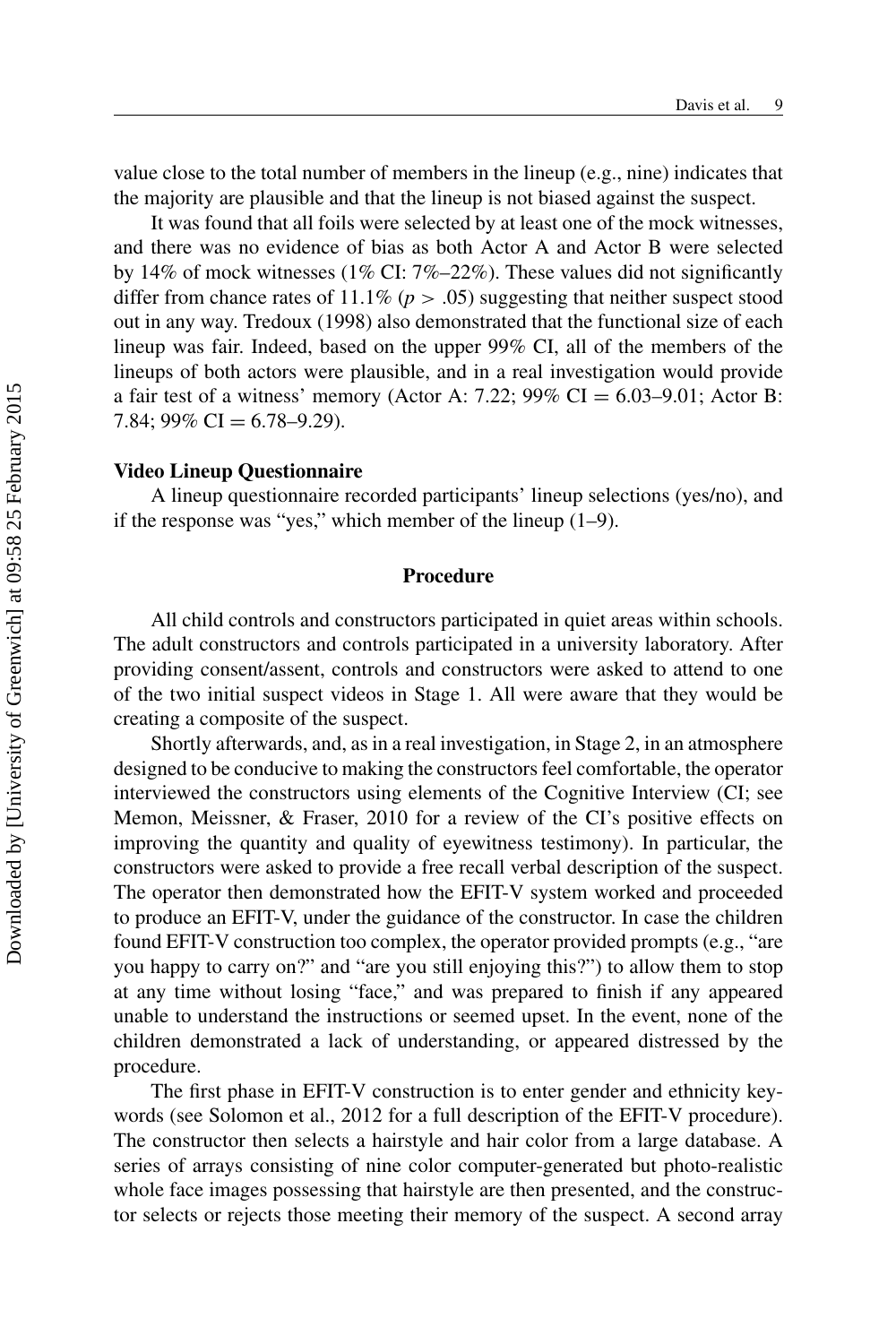value close to the total number of members in the lineup (e.g., nine) indicates that the majority are plausible and that the lineup is not biased against the suspect.

It was found that all foils were selected by at least one of the mock witnesses, and there was no evidence of bias as both Actor A and Actor B were selected by 14% of mock witnesses (1% CI: 7%–22%). These values did not significantly differ from chance rates of 11.1% ($p > .05$) suggesting that neither suspect stood out in any way. Tredoux (1998) also demonstrated that the functional size of each lineup was fair. Indeed, based on the upper 99% CI, all of the members of the lineups of both actors were plausible, and in a real investigation would provide a fair test of a witness' memory (Actor A: 7.22; 99% CI = 6.03–9.01; Actor B: 7.84; 99% CI = 6.78–9.29).

### Video Lineup Questionnaire

A lineup questionnaire recorded participants' lineup selections (yes/no), and if the response was "yes," which member of the lineup (1–9).

## Procedure

All child controls and constructors participated in quiet areas within schools. The adult constructors and controls participated in a university laboratory. After providing consent/assent, controls and constructors were asked to attend to one of the two initial suspect videos in Stage 1. All were aware that they would be creating a composite of the suspect.

Shortly afterwards, and, as in a real investigation, in Stage 2, in an atmosphere designed to be conducive to making the constructors feel comfortable, the operator interviewed the constructors using elements of the Cognitive Interview (CI; see Memon, Meissner, & Fraser, 2010 for a review of the CI's positive effects on improving the quantity and quality of eyewitness testimony). In particular, the constructors were asked to provide a free recall verbal description of the suspect. The operator then demonstrated how the EFIT-V system worked and proceeded to produce an EFIT-V, under the guidance of the constructor. In case the children found EFIT-V construction too complex, the operator provided prompts (e.g., "are you happy to carry on?" and "are you still enjoying this?") to allow them to stop at any time without losing "face," and was prepared to finish if any appeared unable to understand the instructions or seemed upset. In the event, none of the children demonstrated a lack of understanding, or appeared distressed by the procedure.

The first phase in EFIT-V construction is to enter gender and ethnicity keywords (see Solomon et al., 2012 for a full description of the EFIT-V procedure). The constructor then selects a hairstyle and hair color from a large database. A series of arrays consisting of nine color computer-generated but photo-realistic whole face images possessing that hairstyle are then presented, and the constructor selects or rejects those meeting their memory of the suspect. A second array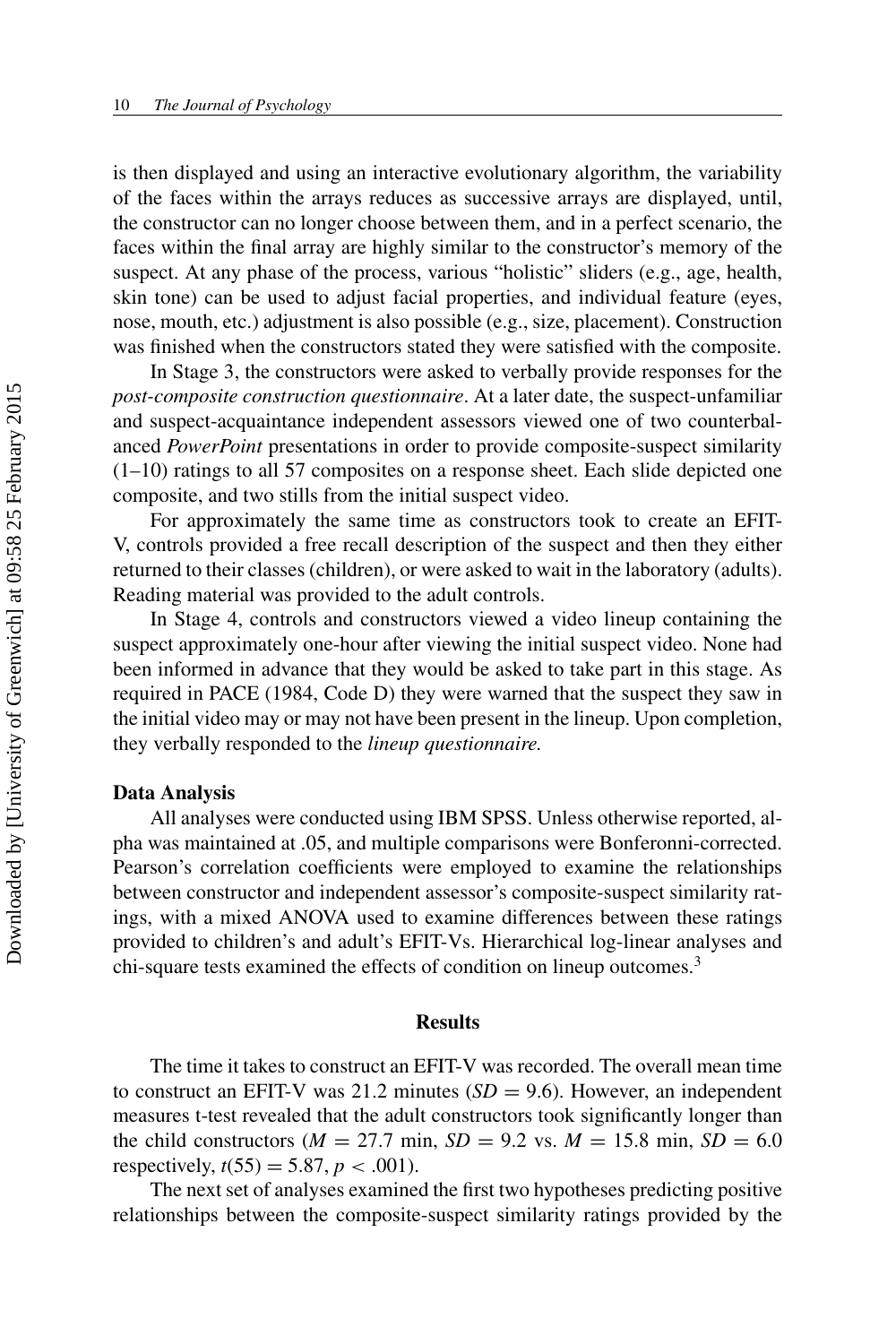is then displayed and using an interactive evolutionary algorithm, the variability of the faces within the arrays reduces as successive arrays are displayed, until, the constructor can no longer choose between them, and in a perfect scenario, the faces within the final array are highly similar to the constructor's memory of the suspect. At any phase of the process, various "holistic" sliders (e.g., age, health, skin tone) can be used to adjust facial properties, and individual feature (eyes, nose, mouth, etc.) adjustment is also possible (e.g., size, placement). Construction was finished when the constructors stated they were satisfied with the composite.

In Stage 3, the constructors were asked to verbally provide responses for the *post-composite construction questionnaire*. At a later date, the suspect-unfamiliar and suspect-acquaintance independent assessors viewed one of two counterbalanced *PowerPoint* presentations in order to provide composite-suspect similarity (1–10) ratings to all 57 composites on a response sheet. Each slide depicted one composite, and two stills from the initial suspect video.

For approximately the same time as constructors took to create an EFIT-V, controls provided a free recall description of the suspect and then they either returned to their classes (children), or were asked to wait in the laboratory (adults). Reading material was provided to the adult controls.

In Stage 4, controls and constructors viewed a video lineup containing the suspect approximately one-hour after viewing the initial suspect video. None had been informed in advance that they would be asked to take part in this stage. As required in PACE (1984, Code D) they were warned that the suspect they saw in the initial video may or may not have been present in the lineup. Upon completion, they verbally responded to the *lineup questionnaire.*

### Data Analysis

All analyses were conducted using IBM SPSS. Unless otherwise reported, alpha was maintained at .05, and multiple comparisons were Bonferonni-corrected. Pearson's correlation coefficients were employed to examine the relationships between constructor and independent assessor's composite-suspect similarity ratings, with a mixed ANOVA used to examine differences between these ratings provided to children's and adult's EFIT-Vs. Hierarchical log-linear analyses and chi-square tests examined the effects of condition on lineup outcomes.[3]

## Results

The time it takes to construct an EFIT-V was recorded. The overall mean time to construct an EFIT-V was 21.2 minutes ($SD = 9.6$). However, an independent measures t-test revealed that the adult constructors took significantly longer than the child constructors ($M = 27.7$ min, $SD = 9.2$ vs. $M = 15.8$ min, $SD = 6.0$ respectively, $t(55) = 5.87$, $p < .001$).

The next set of analyses examined the first two hypotheses predicting positive relationships between the composite-suspect similarity ratings provided by the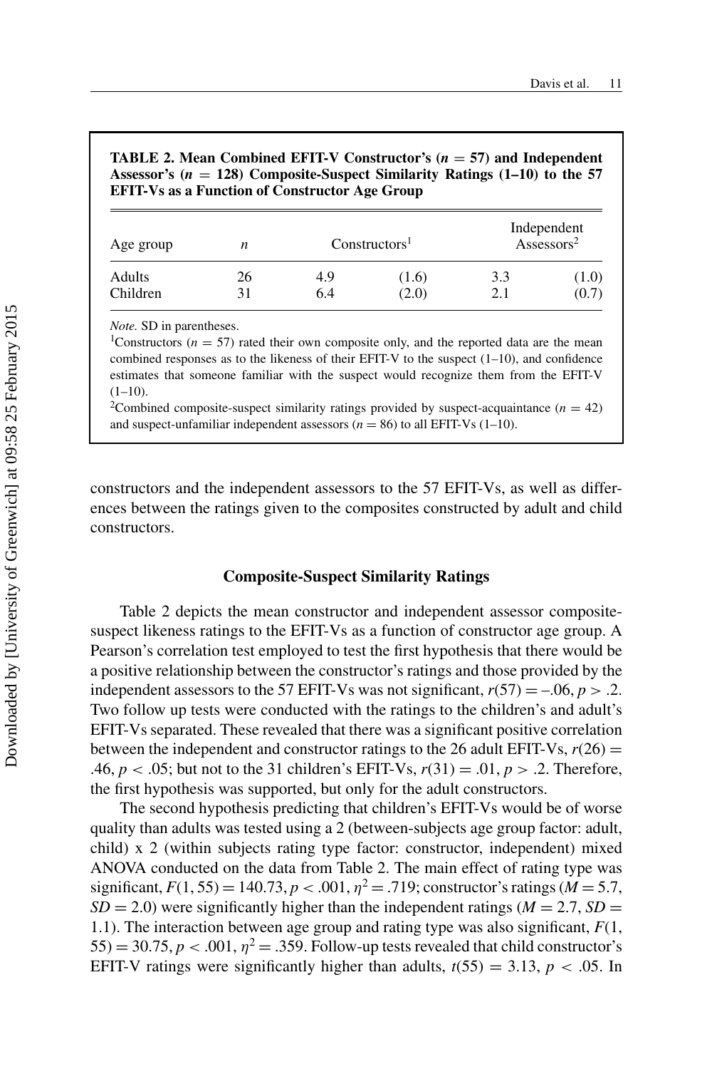**TABLE 2. Mean Combined EFIT-V Constructor's ($n$ = 57) and Independent Assessor's ($n$ = 128) Composite-Suspect Similarity Ratings (1–10) to the 57 EFIT-Vs as a Function of Constructor Age Group**

| Age group | $n$ | Constructors[1] | | Independent Assessors[2] | |
|---|---|---|---|---|---|
| Adults | 26 | 4.9 | (1.6) | 3.3 | (1.0) |
| Children | 31 | 6.4 | (2.0) | 2.1 | (0.7) |

*Note.* SD in parentheses.

[1]Constructors ($n$ = 57) rated their own composite only, and the reported data are the mean combined responses as to the likeness of their EFIT-V to the suspect (1–10), and confidence estimates that someone familiar with the suspect would recognize them from the EFIT-V (1–10).

[2]Combined composite-suspect similarity ratings provided by suspect-acquaintance ($n$ = 42) and suspect-unfamiliar independent assessors ($n$ = 86) to all EFIT-Vs (1–10).

constructors and the independent assessors to the 57 EFIT-Vs, as well as differences between the ratings given to the composites constructed by adult and child constructors.

## Composite-Suspect Similarity Ratings

Table 2 depicts the mean constructor and independent assessor composite-suspect likeness ratings to the EFIT-Vs as a function of constructor age group. A Pearson's correlation test employed to test the first hypothesis that there would be a positive relationship between the constructor's ratings and those provided by the independent assessors to the 57 EFIT-Vs was not significant, $r(57) = -.06$, $p > .2$. Two follow up tests were conducted with the ratings to the children's and adult's EFIT-Vs separated. These revealed that there was a significant positive correlation between the independent and constructor ratings to the 26 adult EFIT-Vs, $r(26) = .46$, $p < .05$; but not to the 31 children's EFIT-Vs, $r(31) = .01$, $p > .2$. Therefore, the first hypothesis was supported, but only for the adult constructors.

The second hypothesis predicting that children's EFIT-Vs would be of worse quality than adults was tested using a 2 (between-subjects age group factor: adult, child) x 2 (within subjects rating type factor: constructor, independent) mixed ANOVA conducted on the data from Table 2. The main effect of rating type was significant, $F(1, 55) = 140.73$, $p < .001$, $\eta^2 = .719$; constructor's ratings ($M = 5.7$, $SD = 2.0$) were significantly higher than the independent ratings ($M = 2.7$, $SD = 1.1$). The interaction between age group and rating type was also significant, $F(1, 55) = 30.75$, $p < .001$, $\eta^2 = .359$. Follow-up tests revealed that child constructor's EFIT-V ratings were significantly higher than adults, $t(55) = 3.13$, $p < .05$. In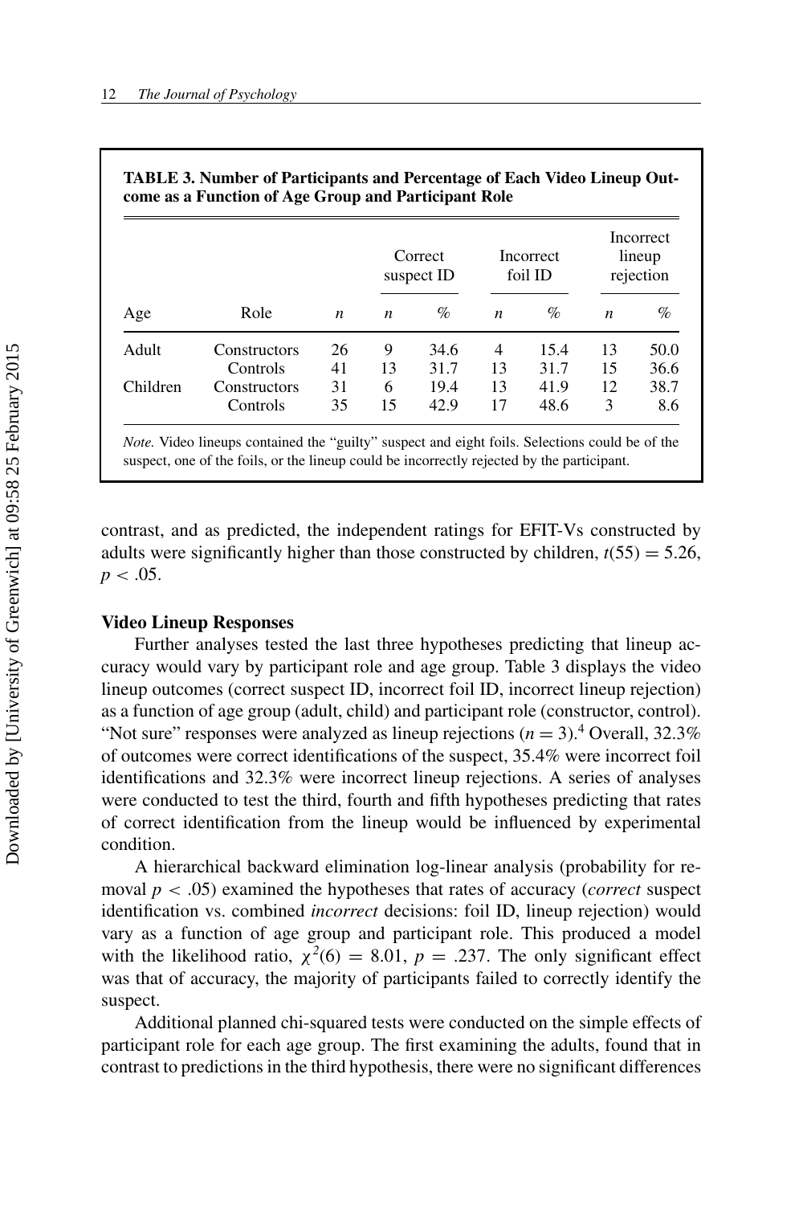**TABLE 3. Number of Participants and Percentage of Each Video Lineup Outcome as a Function of Age Group and Participant Role**

| Age | Role | *n* | Correct suspect ID | | Incorrect foil ID | | Incorrect lineup rejection | |
|---|---|---|---|---|---|---|---|---|
| | | | *n* | % | *n* | % | *n* | % |
| Adult | Constructors | 26 | 9 | 34.6 | 4 | 15.4 | 13 | 50.0 |
| | Controls | 41 | 13 | 31.7 | 13 | 31.7 | 15 | 36.6 |
| Children | Constructors | 31 | 6 | 19.4 | 13 | 41.9 | 12 | 38.7 |
| | Controls | 35 | 15 | 42.9 | 17 | 48.6 | 3 | 8.6 |

*Note.* Video lineups contained the "guilty" suspect and eight foils. Selections could be of the suspect, one of the foils, or the lineup could be incorrectly rejected by the participant.

contrast, and as predicted, the independent ratings for EFIT-Vs constructed by adults were significantly higher than those constructed by children, $t(55) = 5.26$, $p < .05$.

## Video Lineup Responses

Further analyses tested the last three hypotheses predicting that lineup accuracy would vary by participant role and age group. Table 3 displays the video lineup outcomes (correct suspect ID, incorrect foil ID, incorrect lineup rejection) as a function of age group (adult, child) and participant role (constructor, control). "Not sure" responses were analyzed as lineup rejections ($n = 3$).[4] Overall, 32.3% of outcomes were correct identifications of the suspect, 35.4% were incorrect foil identifications and 32.3% were incorrect lineup rejections. A series of analyses were conducted to test the third, fourth and fifth hypotheses predicting that rates of correct identification from the lineup would be influenced by experimental condition.

A hierarchical backward elimination log-linear analysis (probability for removal $p < .05$) examined the hypotheses that rates of accuracy (*correct* suspect identification vs. combined *incorrect* decisions: foil ID, lineup rejection) would vary as a function of age group and participant role. This produced a model with the likelihood ratio, $\chi^2(6) = 8.01$, $p = .237$. The only significant effect was that of accuracy, the majority of participants failed to correctly identify the suspect.

Additional planned chi-squared tests were conducted on the simple effects of participant role for each age group. The first examining the adults, found that in contrast to predictions in the third hypothesis, there were no significant differences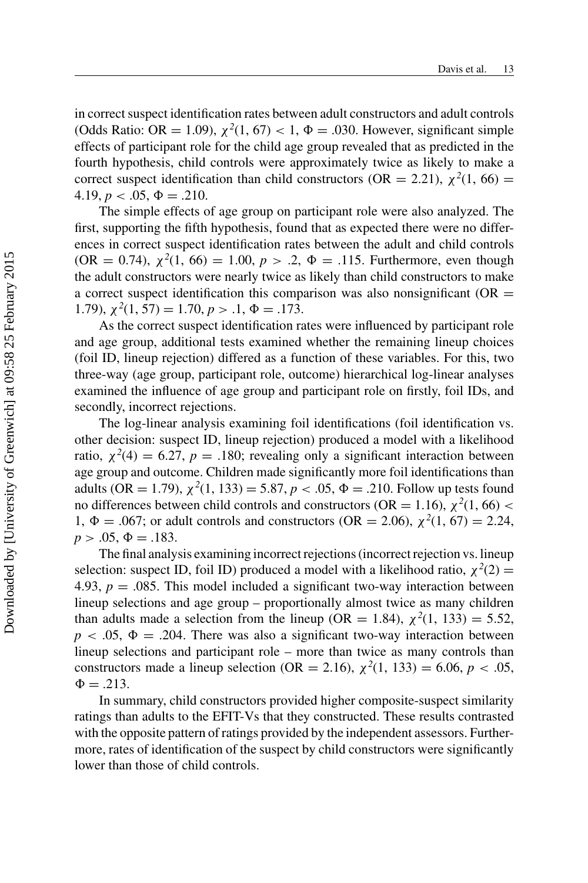in correct suspect identification rates between adult constructors and adult controls (Odds Ratio: OR = 1.09), $\chi^2(1, 67) < 1$, $\Phi = .030$. However, significant simple effects of participant role for the child age group revealed that as predicted in the fourth hypothesis, child controls were approximately twice as likely to make a correct suspect identification than child constructors (OR = 2.21), $\chi^2(1, 66) = 4.19$, $p < .05$, $\Phi = .210$.

The simple effects of age group on participant role were also analyzed. The first, supporting the fifth hypothesis, found that as expected there were no differences in correct suspect identification rates between the adult and child controls (OR = 0.74), $\chi^2(1, 66) = 1.00$, $p > .2$, $\Phi = .115$. Furthermore, even though the adult constructors were nearly twice as likely than child constructors to make a correct suspect identification this comparison was also nonsignificant (OR = 1.79), $\chi^2(1, 57) = 1.70$, $p > .1$, $\Phi = .173$.

As the correct suspect identification rates were influenced by participant role and age group, additional tests examined whether the remaining lineup choices (foil ID, lineup rejection) differed as a function of these variables. For this, two three-way (age group, participant role, outcome) hierarchical log-linear analyses examined the influence of age group and participant role on firstly, foil IDs, and secondly, incorrect rejections.

The log-linear analysis examining foil identifications (foil identification vs. other decision: suspect ID, lineup rejection) produced a model with a likelihood ratio, $\chi^2(4) = 6.27$, $p = .180$; revealing only a significant interaction between age group and outcome. Children made significantly more foil identifications than adults (OR = 1.79), $\chi^2(1, 133) = 5.87$, $p < .05$, $\Phi = .210$. Follow up tests found no differences between child controls and constructors (OR = 1.16), $\chi^2(1, 66) < 1$, $\Phi = .067$; or adult controls and constructors (OR = 2.06), $\chi^2(1, 67) = 2.24$, $p > .05$, $\Phi = .183$.

The final analysis examining incorrect rejections (incorrect rejection vs. lineup selection: suspect ID, foil ID) produced a model with a likelihood ratio, $\chi^2(2) = 4.93$, $p = .085$. This model included a significant two-way interaction between lineup selections and age group – proportionally almost twice as many children than adults made a selection from the lineup (OR = 1.84), $\chi^2(1, 133) = 5.52$, $p < .05$, $\Phi = .204$. There was also a significant two-way interaction between lineup selections and participant role – more than twice as many controls than constructors made a lineup selection (OR = 2.16), $\chi^2(1, 133) = 6.06$, $p < .05$, $\Phi = .213$.

In summary, child constructors provided higher composite-suspect similarity ratings than adults to the EFIT-Vs that they constructed. These results contrasted with the opposite pattern of ratings provided by the independent assessors. Furthermore, rates of identification of the suspect by child constructors were significantly lower than those of child controls.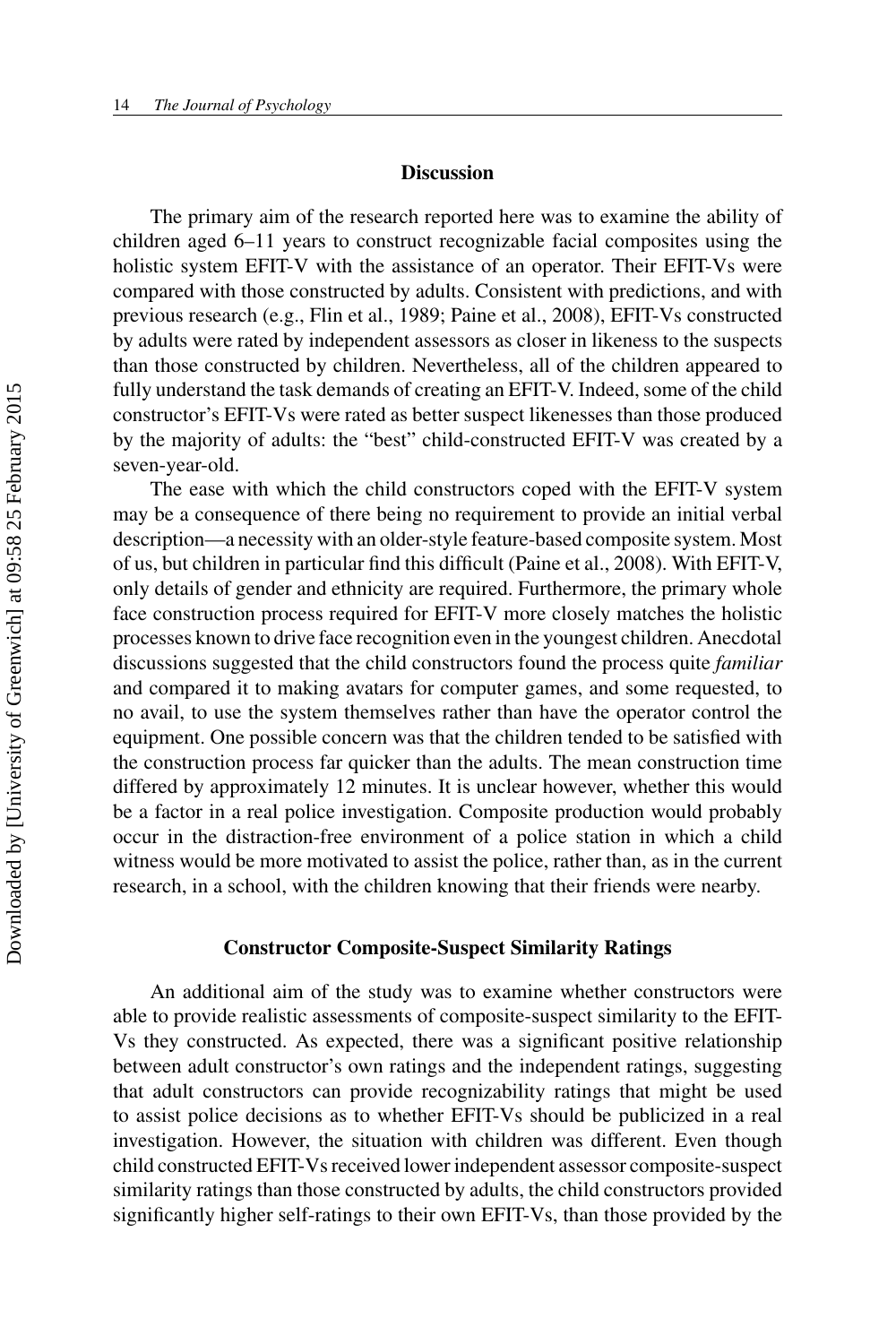## Discussion

The primary aim of the research reported here was to examine the ability of children aged 6–11 years to construct recognizable facial composites using the holistic system EFIT-V with the assistance of an operator. Their EFIT-Vs were compared with those constructed by adults. Consistent with predictions, and with previous research (e.g., Flin et al., 1989; Paine et al., 2008), EFIT-Vs constructed by adults were rated by independent assessors as closer in likeness to the suspects than those constructed by children. Nevertheless, all of the children appeared to fully understand the task demands of creating an EFIT-V. Indeed, some of the child constructor's EFIT-Vs were rated as better suspect likenesses than those produced by the majority of adults: the "best" child-constructed EFIT-V was created by a seven-year-old.

The ease with which the child constructors coped with the EFIT-V system may be a consequence of there being no requirement to provide an initial verbal description—a necessity with an older-style feature-based composite system. Most of us, but children in particular find this difficult (Paine et al., 2008). With EFIT-V, only details of gender and ethnicity are required. Furthermore, the primary whole face construction process required for EFIT-V more closely matches the holistic processes known to drive face recognition even in the youngest children. Anecdotal discussions suggested that the child constructors found the process quite *familiar* and compared it to making avatars for computer games, and some requested, to no avail, to use the system themselves rather than have the operator control the equipment. One possible concern was that the children tended to be satisfied with the construction process far quicker than the adults. The mean construction time differed by approximately 12 minutes. It is unclear however, whether this would be a factor in a real police investigation. Composite production would probably occur in the distraction-free environment of a police station in which a child witness would be more motivated to assist the police, rather than, as in the current research, in a school, with the children knowing that their friends were nearby.

### Constructor Composite-Suspect Similarity Ratings

An additional aim of the study was to examine whether constructors were able to provide realistic assessments of composite-suspect similarity to the EFIT-Vs they constructed. As expected, there was a significant positive relationship between adult constructor's own ratings and the independent ratings, suggesting that adult constructors can provide recognizability ratings that might be used to assist police decisions as to whether EFIT-Vs should be publicized in a real investigation. However, the situation with children was different. Even though child constructed EFIT-Vs received lower independent assessor composite-suspect similarity ratings than those constructed by adults, the child constructors provided significantly higher self-ratings to their own EFIT-Vs, than those provided by the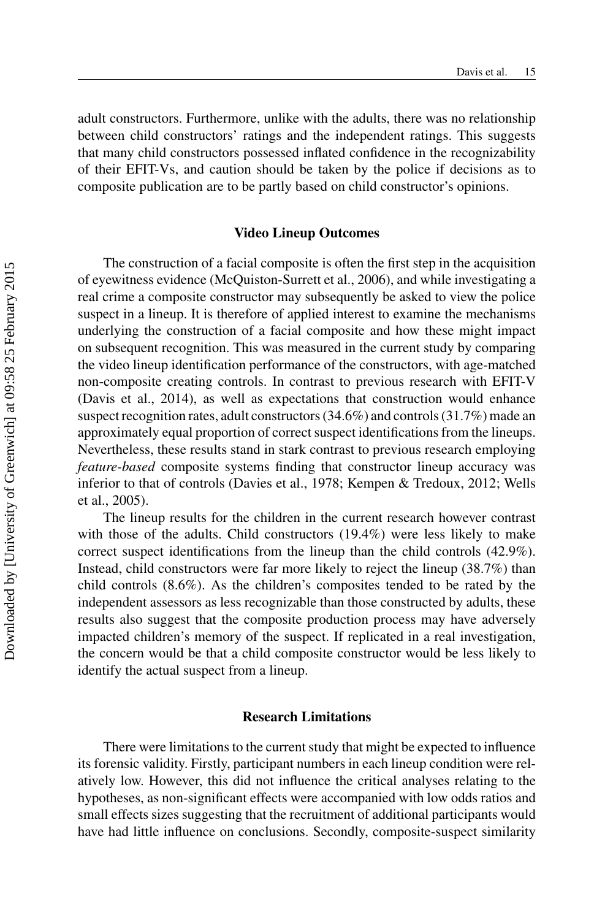adult constructors. Furthermore, unlike with the adults, there was no relationship between child constructors' ratings and the independent ratings. This suggests that many child constructors possessed inflated confidence in the recognizability of their EFIT-Vs, and caution should be taken by the police if decisions as to composite publication are to be partly based on child constructor's opinions.

### Video Lineup Outcomes

The construction of a facial composite is often the first step in the acquisition of eyewitness evidence (McQuiston-Surrett et al., 2006), and while investigating a real crime a composite constructor may subsequently be asked to view the police suspect in a lineup. It is therefore of applied interest to examine the mechanisms underlying the construction of a facial composite and how these might impact on subsequent recognition. This was measured in the current study by comparing the video lineup identification performance of the constructors, with age-matched non-composite creating controls. In contrast to previous research with EFIT-V (Davis et al., 2014), as well as expectations that construction would enhance suspect recognition rates, adult constructors (34.6%) and controls (31.7%) made an approximately equal proportion of correct suspect identifications from the lineups. Nevertheless, these results stand in stark contrast to previous research employing *feature-based* composite systems finding that constructor lineup accuracy was inferior to that of controls (Davies et al., 1978; Kempen & Tredoux, 2012; Wells et al., 2005).

The lineup results for the children in the current research however contrast with those of the adults. Child constructors (19.4%) were less likely to make correct suspect identifications from the lineup than the child controls (42.9%). Instead, child constructors were far more likely to reject the lineup (38.7%) than child controls (8.6%). As the children's composites tended to be rated by the independent assessors as less recognizable than those constructed by adults, these results also suggest that the composite production process may have adversely impacted children's memory of the suspect. If replicated in a real investigation, the concern would be that a child composite constructor would be less likely to identify the actual suspect from a lineup.

### Research Limitations

There were limitations to the current study that might be expected to influence its forensic validity. Firstly, participant numbers in each lineup condition were relatively low. However, this did not influence the critical analyses relating to the hypotheses, as non-significant effects were accompanied with low odds ratios and small effects sizes suggesting that the recruitment of additional participants would have had little influence on conclusions. Secondly, composite-suspect similarity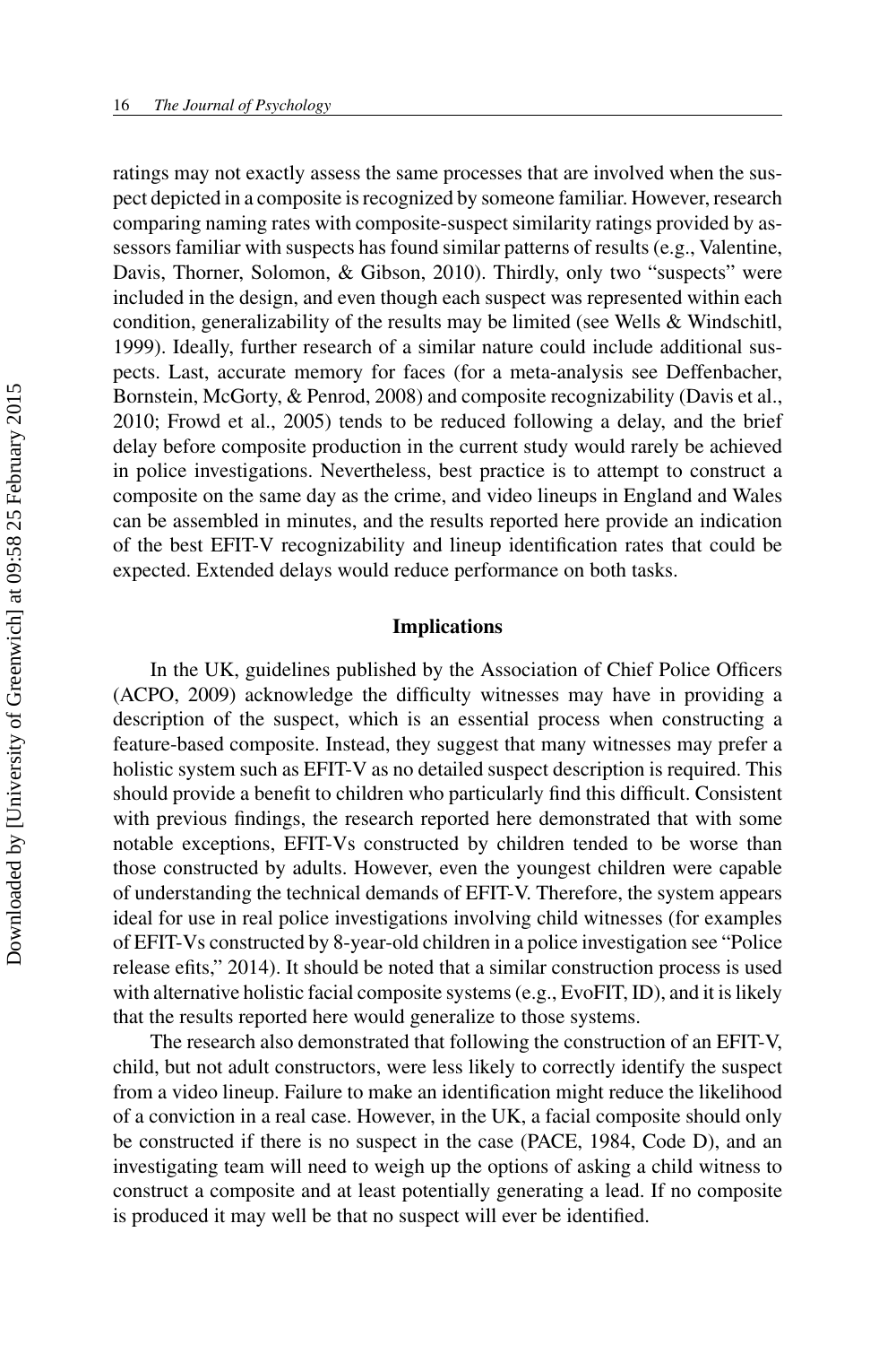ratings may not exactly assess the same processes that are involved when the suspect depicted in a composite is recognized by someone familiar. However, research comparing naming rates with composite-suspect similarity ratings provided by assessors familiar with suspects has found similar patterns of results (e.g., Valentine, Davis, Thorner, Solomon, & Gibson, 2010). Thirdly, only two "suspects" were included in the design, and even though each suspect was represented within each condition, generalizability of the results may be limited (see Wells & Windschitl, 1999). Ideally, further research of a similar nature could include additional suspects. Last, accurate memory for faces (for a meta-analysis see Deffenbacher, Bornstein, McGorty, & Penrod, 2008) and composite recognizability (Davis et al., 2010; Frowd et al., 2005) tends to be reduced following a delay, and the brief delay before composite production in the current study would rarely be achieved in police investigations. Nevertheless, best practice is to attempt to construct a composite on the same day as the crime, and video lineups in England and Wales can be assembled in minutes, and the results reported here provide an indication of the best EFIT-V recognizability and lineup identification rates that could be expected. Extended delays would reduce performance on both tasks.

## Implications

In the UK, guidelines published by the Association of Chief Police Officers (ACPO, 2009) acknowledge the difficulty witnesses may have in providing a description of the suspect, which is an essential process when constructing a feature-based composite. Instead, they suggest that many witnesses may prefer a holistic system such as EFIT-V as no detailed suspect description is required. This should provide a benefit to children who particularly find this difficult. Consistent with previous findings, the research reported here demonstrated that with some notable exceptions, EFIT-Vs constructed by children tended to be worse than those constructed by adults. However, even the youngest children were capable of understanding the technical demands of EFIT-V. Therefore, the system appears ideal for use in real police investigations involving child witnesses (for examples of EFIT-Vs constructed by 8-year-old children in a police investigation see "Police release efits," 2014). It should be noted that a similar construction process is used with alternative holistic facial composite systems (e.g., EvoFIT, ID), and it is likely that the results reported here would generalize to those systems.

The research also demonstrated that following the construction of an EFIT-V, child, but not adult constructors, were less likely to correctly identify the suspect from a video lineup. Failure to make an identification might reduce the likelihood of a conviction in a real case. However, in the UK, a facial composite should only be constructed if there is no suspect in the case (PACE, 1984, Code D), and an investigating team will need to weigh up the options of asking a child witness to construct a composite and at least potentially generating a lead. If no composite is produced it may well be that no suspect will ever be identified.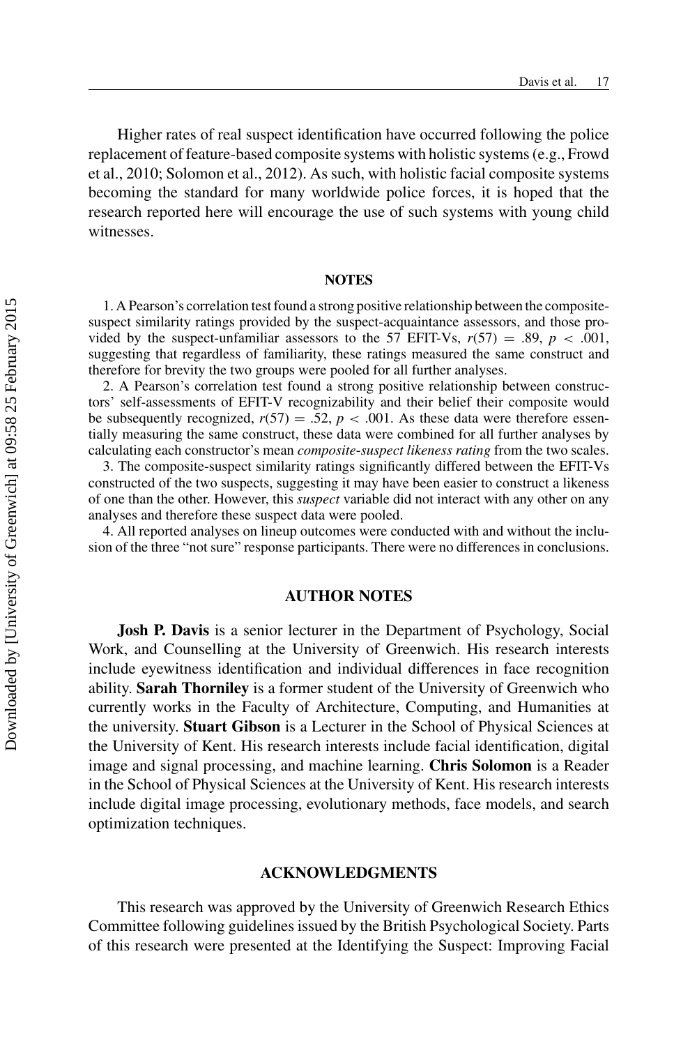Higher rates of real suspect identification have occurred following the police replacement of feature-based composite systems with holistic systems (e.g., Frowd et al., 2010; Solomon et al., 2012). As such, with holistic facial composite systems becoming the standard for many worldwide police forces, it is hoped that the research reported here will encourage the use of such systems with young child witnesses.

## NOTES

1. A Pearson's correlation test found a strong positive relationship between the composite-suspect similarity ratings provided by the suspect-acquaintance assessors, and those provided by the suspect-unfamiliar assessors to the 57 EFIT-Vs, $r(57) = .89$, $p < .001$, suggesting that regardless of familiarity, these ratings measured the same construct and therefore for brevity the two groups were pooled for all further analyses.
2. A Pearson's correlation test found a strong positive relationship between constructors' self-assessments of EFIT-V recognizability and their belief their composite would be subsequently recognized, $r(57) = .52$, $p < .001$. As these data were therefore essentially measuring the same construct, these data were combined for all further analyses by calculating each constructor's mean *composite-suspect likeness rating* from the two scales.
3. The composite-suspect similarity ratings significantly differed between the EFIT-Vs constructed of the two suspects, suggesting it may have been easier to construct a likeness of one than the other. However, this *suspect* variable did not interact with any other on any analyses and therefore these suspect data were pooled.
4. All reported analyses on lineup outcomes were conducted with and without the inclusion of the three "not sure" response participants. There were no differences in conclusions.

## AUTHOR NOTES

**Josh P. Davis** is a senior lecturer in the Department of Psychology, Social Work, and Counselling at the University of Greenwich. His research interests include eyewitness identification and individual differences in face recognition ability. **Sarah Thorniley** is a former student of the University of Greenwich who currently works in the Faculty of Architecture, Computing, and Humanities at the university. **Stuart Gibson** is a Lecturer in the School of Physical Sciences at the University of Kent. His research interests include facial identification, digital image and signal processing, and machine learning. **Chris Solomon** is a Reader in the School of Physical Sciences at the University of Kent. His research interests include digital image processing, evolutionary methods, face models, and search optimization techniques.

## ACKNOWLEDGMENTS

This research was approved by the University of Greenwich Research Ethics Committee following guidelines issued by the British Psychological Society. Parts of this research were presented at the Identifying the Suspect: Improving Facial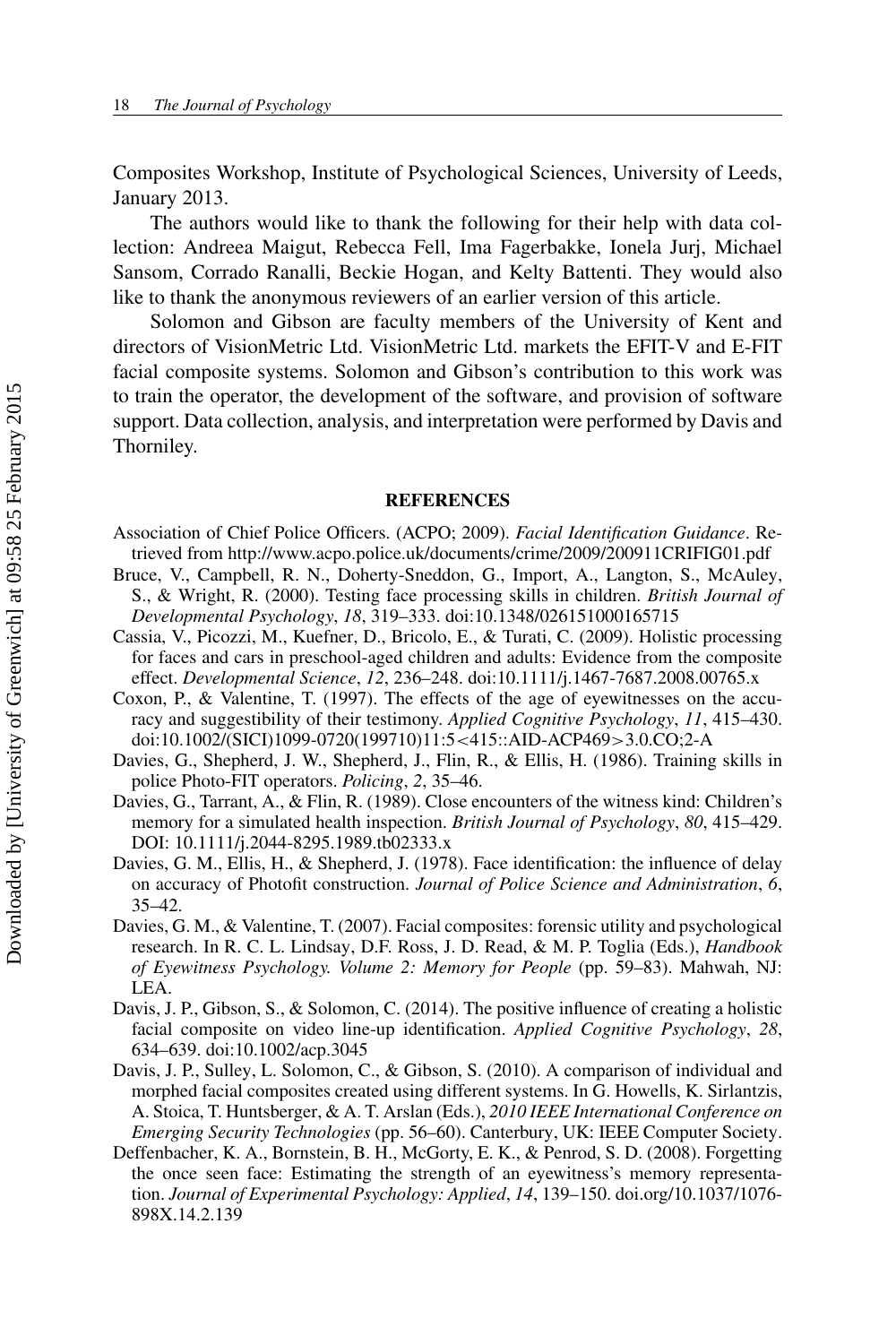Composites Workshop, Institute of Psychological Sciences, University of Leeds, January 2013.

The authors would like to thank the following for their help with data collection: Andreea Maigut, Rebecca Fell, Ima Fagerbakke, Ionela Jurj, Michael Sansom, Corrado Ranalli, Beckie Hogan, and Kelty Battenti. They would also like to thank the anonymous reviewers of an earlier version of this article.

Solomon and Gibson are faculty members of the University of Kent and directors of VisionMetric Ltd. VisionMetric Ltd. markets the EFIT-V and E-FIT facial composite systems. Solomon and Gibson's contribution to this work was to train the operator, the development of the software, and provision of software support. Data collection, analysis, and interpretation were performed by Davis and Thorniley.

## REFERENCES

Association of Chief Police Officers. (ACPO; 2009). *Facial Identification Guidance*. Retrieved from http://www.acpo.police.uk/documents/crime/2009/200911CRIFIG01.pdf

Bruce, V., Campbell, R. N., Doherty-Sneddon, G., Import, A., Langton, S., McAuley, S., & Wright, R. (2000). Testing face processing skills in children. *British Journal of Developmental Psychology*, *18*, 319–333. doi:10.1348/026151000165715

Cassia, V., Picozzi, M., Kuefner, D., Bricolo, E., & Turati, C. (2009). Holistic processing for faces and cars in preschool-aged children and adults: Evidence from the composite effect. *Developmental Science*, *12*, 236–248. doi:10.1111/j.1467-7687.2008.00765.x

Coxon, P., & Valentine, T. (1997). The effects of the age of eyewitnesses on the accuracy and suggestibility of their testimony. *Applied Cognitive Psychology*, *11*, 415–430. doi:10.1002/(SICI)1099-0720(199710)11:5<415::AID-ACP469>3.0.CO;2-A

Davies, G., Shepherd, J. W., Shepherd, J., Flin, R., & Ellis, H. (1986). Training skills in police Photo-FIT operators. *Policing*, *2*, 35–46.

Davies, G., Tarrant, A., & Flin, R. (1989). Close encounters of the witness kind: Children's memory for a simulated health inspection. *British Journal of Psychology*, *80*, 415–429. DOI: 10.1111/j.2044-8295.1989.tb02333.x

Davies, G. M., Ellis, H., & Shepherd, J. (1978). Face identification: the influence of delay on accuracy of Photofit construction. *Journal of Police Science and Administration*, *6*, 35–42.

Davies, G. M., & Valentine, T. (2007). Facial composites: forensic utility and psychological research. In R. C. L. Lindsay, D.F. Ross, J. D. Read, & M. P. Toglia (Eds.), *Handbook of Eyewitness Psychology. Volume 2: Memory for People* (pp. 59–83). Mahwah, NJ: LEA.

Davis, J. P., Gibson, S., & Solomon, C. (2014). The positive influence of creating a holistic facial composite on video line-up identification. *Applied Cognitive Psychology*, *28*, 634–639. doi:10.1002/acp.3045

Davis, J. P., Sulley, L. Solomon, C., & Gibson, S. (2010). A comparison of individual and morphed facial composites created using different systems. In G. Howells, K. Sirlantzis, A. Stoica, T. Huntsberger, & A. T. Arslan (Eds.), *2010 IEEE International Conference on Emerging Security Technologies* (pp. 56–60). Canterbury, UK: IEEE Computer Society.

Deffenbacher, K. A., Bornstein, B. H., McGorty, E. K., & Penrod, S. D. (2008). Forgetting the once seen face: Estimating the strength of an eyewitness's memory representation. *Journal of Experimental Psychology: Applied*, *14*, 139–150. doi.org/10.1037/1076-898X.14.2.139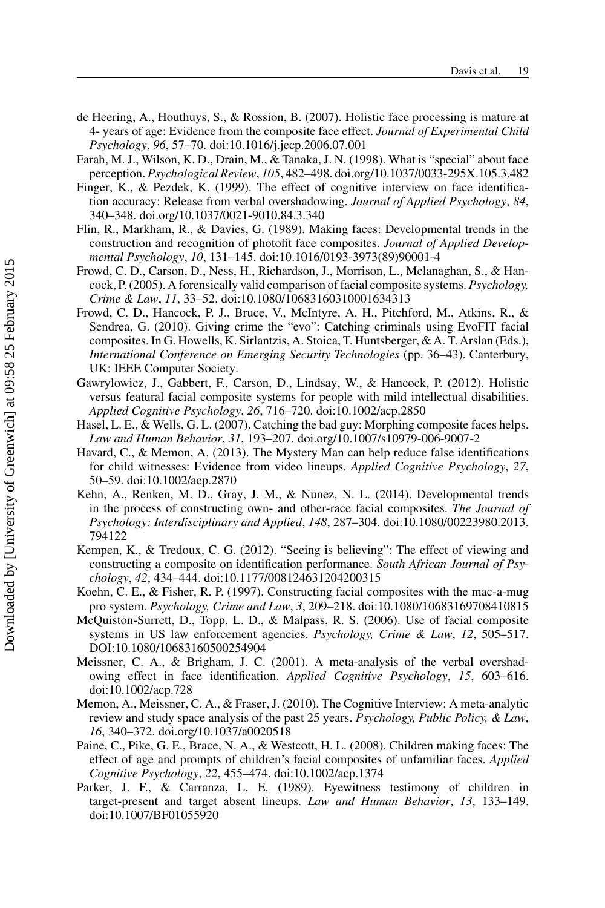de Heering, A., Houthuys, S., & Rossion, B. (2007). Holistic face processing is mature at 4- years of age: Evidence from the composite face effect. *Journal of Experimental Child Psychology*, *96*, 57–70. doi:10.1016/j.jecp.2006.07.001

Farah, M. J., Wilson, K. D., Drain, M., & Tanaka, J. N. (1998). What is "special" about face perception. *Psychological Review*, *105*, 482–498. doi.org/10.1037/0033-295X.105.3.482

Finger, K., & Pezdek, K. (1999). The effect of cognitive interview on face identification accuracy: Release from verbal overshadowing. *Journal of Applied Psychology*, *84*, 340–348. doi.org/10.1037/0021-9010.84.3.340

Flin, R., Markham, R., & Davies, G. (1989). Making faces: Developmental trends in the construction and recognition of photofit face composites. *Journal of Applied Developmental Psychology*, *10*, 131–145. doi:10.1016/0193-3973(89)90001-4

Frowd, C. D., Carson, D., Ness, H., Richardson, J., Morrison, L., Mclanaghan, S., & Hancock, P. (2005). A forensically valid comparison of facial composite systems. *Psychology, Crime & Law*, *11*, 33–52. doi:10.1080/10683160310001634313

Frowd, C. D., Hancock, P. J., Bruce, V., McIntyre, A. H., Pitchford, M., Atkins, R., & Sendrea, G. (2010). Giving crime the "evo": Catching criminals using EvoFIT facial composites. In G. Howells, K. Sirlantzis, A. Stoica, T. Huntsberger, & A. T. Arslan (Eds.), *International Conference on Emerging Security Technologies* (pp. 36–43). Canterbury, UK: IEEE Computer Society.

Gawrylowicz, J., Gabbert, F., Carson, D., Lindsay, W., & Hancock, P. (2012). Holistic versus featural facial composite systems for people with mild intellectual disabilities. *Applied Cognitive Psychology*, *26*, 716–720. doi:10.1002/acp.2850

Hasel, L. E., & Wells, G. L. (2007). Catching the bad guy: Morphing composite faces helps. *Law and Human Behavior*, *31*, 193–207. doi.org/10.1007/s10979-006-9007-2

Havard, C., & Memon, A. (2013). The Mystery Man can help reduce false identifications for child witnesses: Evidence from video lineups. *Applied Cognitive Psychology*, *27*, 50–59. doi:10.1002/acp.2870

Kehn, A., Renken, M. D., Gray, J. M., & Nunez, N. L. (2014). Developmental trends in the process of constructing own- and other-race facial composites. *The Journal of Psychology: Interdisciplinary and Applied*, *148*, 287–304. doi:10.1080/00223980.2013.794122

Kempen, K., & Tredoux, C. G. (2012). "Seeing is believing": The effect of viewing and constructing a composite on identification performance. *South African Journal of Psychology*, *42*, 434–444. doi:10.1177/008124631204200315

Koehn, C. E., & Fisher, R. P. (1997). Constructing facial composites with the mac-a-mug pro system. *Psychology, Crime and Law*, *3*, 209–218. doi:10.1080/10683169708410815

McQuiston-Surrett, D., Topp, L. D., & Malpass, R. S. (2006). Use of facial composite systems in US law enforcement agencies. *Psychology, Crime & Law*, *12*, 505–517. DOI:10.1080/10683160500254904

Meissner, C. A., & Brigham, J. C. (2001). A meta-analysis of the verbal overshadowing effect in face identification. *Applied Cognitive Psychology*, *15*, 603–616. doi:10.1002/acp.728

Memon, A., Meissner, C. A., & Fraser, J. (2010). The Cognitive Interview: A meta-analytic review and study space analysis of the past 25 years. *Psychology, Public Policy, & Law*, *16*, 340–372. doi.org/10.1037/a0020518

Paine, C., Pike, G. E., Brace, N. A., & Westcott, H. L. (2008). Children making faces: The effect of age and prompts of children's facial composites of unfamiliar faces. *Applied Cognitive Psychology*, *22*, 455–474. doi:10.1002/acp.1374

Parker, J. F., & Carranza, L. E. (1989). Eyewitness testimony of children in target-present and target absent lineups. *Law and Human Behavior*, *13*, 133–149. doi:10.1007/BF01055920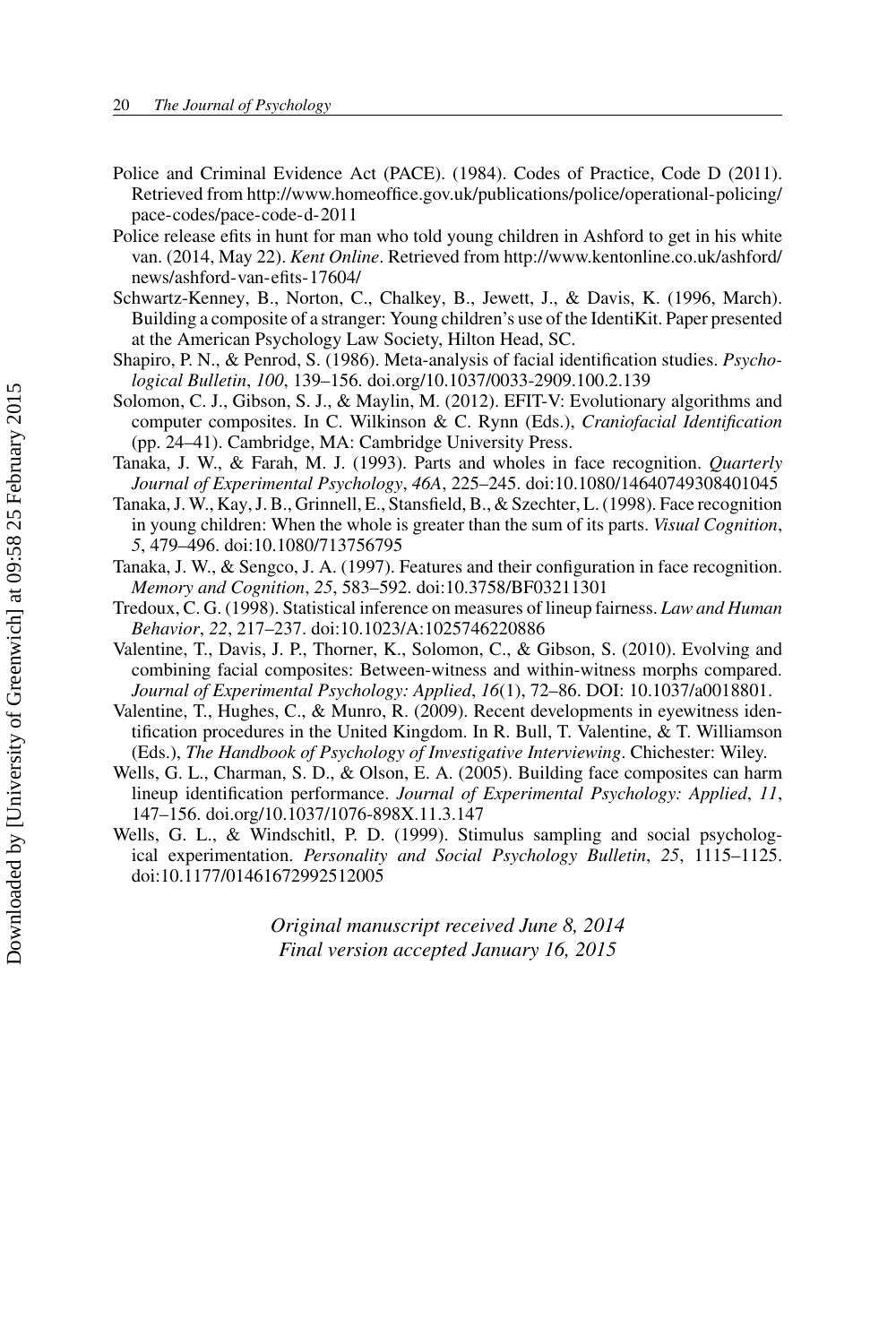Police and Criminal Evidence Act (PACE). (1984). Codes of Practice, Code D (2011). Retrieved from http://www.homeoffice.gov.uk/publications/police/operational-policing/pace-codes/pace-code-d-2011

Police release efits in hunt for man who told young children in Ashford to get in his white van. (2014, May 22). *Kent Online*. Retrieved from http://www.kentonline.co.uk/ashford/news/ashford-van-efits-17604/

Schwartz-Kenney, B., Norton, C., Chalkey, B., Jewett, J., & Davis, K. (1996, March). Building a composite of a stranger: Young children's use of the IdentiKit. Paper presented at the American Psychology Law Society, Hilton Head, SC.

Shapiro, P. N., & Penrod, S. (1986). Meta-analysis of facial identification studies. *Psychological Bulletin*, *100*, 139–156. doi.org/10.1037/0033-2909.100.2.139

Solomon, C. J., Gibson, S. J., & Maylin, M. (2012). EFIT-V: Evolutionary algorithms and computer composites. In C. Wilkinson & C. Rynn (Eds.), *Craniofacial Identification* (pp. 24–41). Cambridge, MA: Cambridge University Press.

Tanaka, J. W., & Farah, M. J. (1993). Parts and wholes in face recognition. *Quarterly Journal of Experimental Psychology*, *46A*, 225–245. doi:10.1080/14640749308401045

Tanaka, J. W., Kay, J. B., Grinnell, E., Stansfield, B., & Szechter, L. (1998). Face recognition in young children: When the whole is greater than the sum of its parts. *Visual Cognition*, *5*, 479–496. doi:10.1080/713756795

Tanaka, J. W., & Sengco, J. A. (1997). Features and their configuration in face recognition. *Memory and Cognition*, *25*, 583–592. doi:10.3758/BF03211301

Tredoux, C. G. (1998). Statistical inference on measures of lineup fairness. *Law and Human Behavior*, *22*, 217–237. doi:10.1023/A:1025746220886

Valentine, T., Davis, J. P., Thorner, K., Solomon, C., & Gibson, S. (2010). Evolving and combining facial composites: Between-witness and within-witness morphs compared. *Journal of Experimental Psychology: Applied*, *16*(1), 72–86. DOI: 10.1037/a0018801.

Valentine, T., Hughes, C., & Munro, R. (2009). Recent developments in eyewitness identification procedures in the United Kingdom. In R. Bull, T. Valentine, & T. Williamson (Eds.), *The Handbook of Psychology of Investigative Interviewing*. Chichester: Wiley.

Wells, G. L., Charman, S. D., & Olson, E. A. (2005). Building face composites can harm lineup identification performance. *Journal of Experimental Psychology: Applied*, *11*, 147–156. doi.org/10.1037/1076-898X.11.3.147

Wells, G. L., & Windschitl, P. D. (1999). Stimulus sampling and social psychological experimentation. *Personality and Social Psychology Bulletin*, *25*, 1115–1125. doi:10.1177/01461672992512005

*Original manuscript received June 8, 2014*
*Final version accepted January 16, 2015*